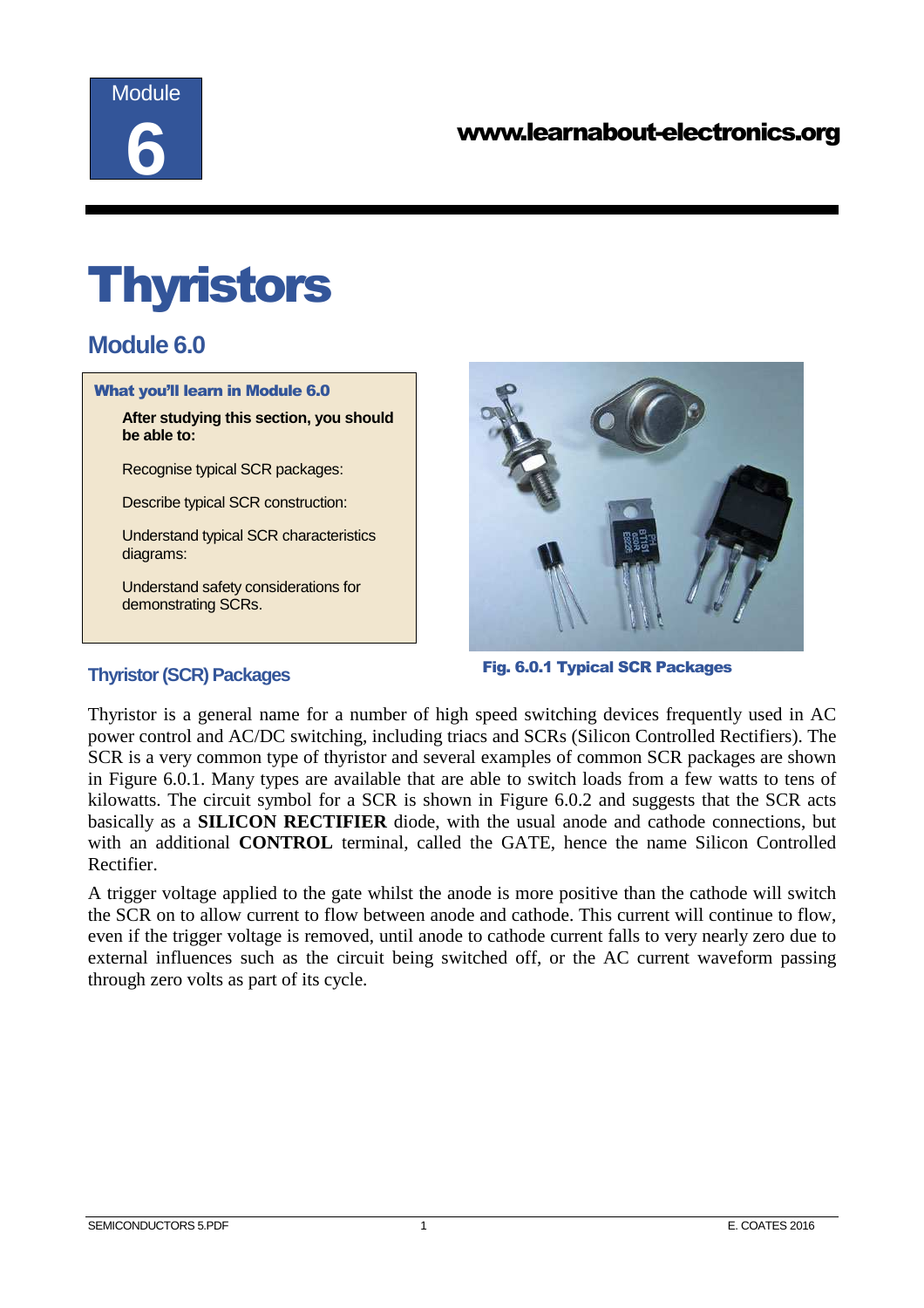Module 6

www.learnabout-electronics.org

# Thyristors

## Module 6.0

**What you'll learn in Module 6.0**

**After studying this section, you should be able to:**

Recognise typical SCR packages:

Describe typical SCR construction:

Understand typical SCR characteristics diagrams:

Understand safety considerations for demonstrating SCRs.

Fig. 6.0.1 Typical SCR Packages

### Thyristor (SCR) Packages

Thyristor is a general name for a number of high speed switching devices frequently used in AC power control and AC/DC switching, including triacs and SCRs (Silicon Controlled Rectifiers). The SCR is a very common type of thyristor and several examples of common SCR packages are shown in Figure 6.0.1. Many types are available that are able to switch loads from a few watts to tens of kilowatts. The circuit symbol for a SCR is shown in Figure 6.0.2 and suggests that the SCR acts basically as a **SILICON RECTIFIER** diode, with the usual anode and cathode connections, but with an additional **CONTROL** terminal, called the GATE, hence the name Silicon Controlled Rectifier.

A trigger voltage applied to the gate whilst the anode is more positive than the cathode will switch the SCR on to allow current to flow between anode and cathode. This current will continue to flow, even if the trigger voltage is removed, until anode to cathode current falls to very nearly zero due to external influences such as the circuit being switched off, or the AC current waveform passing through zero volts as part of its cycle.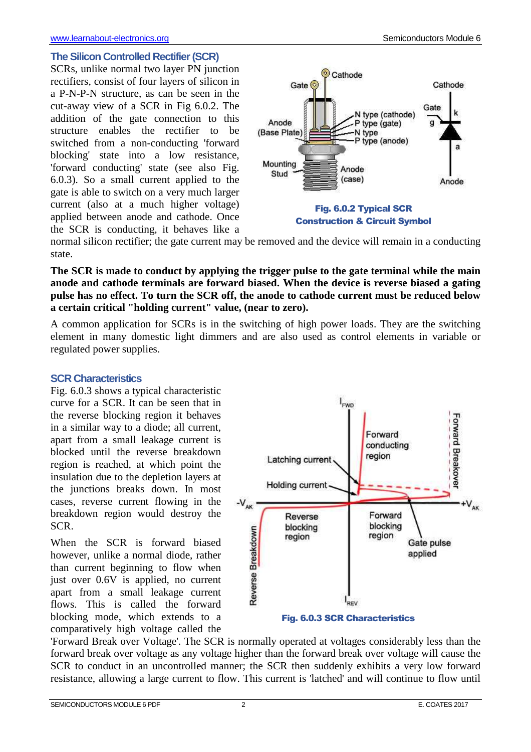## The Silicon Controlled Rectifier (SCR)

SCRs, unlike normal two layer PN junction rectifiers, consist of four layers of silicon in a P-N-P-N structure, as can be seen in the cut-away view of a SCR in Fig 6.0.2. The addition of the gate connection to this structure enables the rectifier to be switched from a non-conducting 'forward blocking' state into a low resistance, 'forward conducting' state (see also Fig. 6.0.3). So a small current applied to the gate is able to switch on a very much larger current (also at a much higher voltage) applied between anode and cathode. Once the SCR is conducting, it behaves like a normal silicon rectifier; the gate current may be removed and the device will remain in a conducting state.

**Fig. 6.0.2 Typical SCR Construction & Circuit Symbol**

**The SCR is made to conduct by applying the trigger pulse to the gate terminal while the main anode and cathode terminals are forward biased. When the device is reverse biased a gating pulse has no effect. To turn the SCR off, the anode to cathode current must be reduced below a certain critical "holding current" value, (near to zero).**

A common application for SCRs is in the switching of high power loads. They are the switching element in many domestic light dimmers and are also used as control elements in variable or regulated power supplies.

## SCR Characteristics

Fig. 6.0.3 shows a typical characteristic curve for a SCR. It can be seen that in the reverse blocking region it behaves in a similar way to a diode; all current, apart from a small leakage current is blocked until the reverse breakdown region is reached, at which point the insulation due to the depletion layers at the junctions breaks down. In most cases, reverse current flowing in the breakdown region would destroy the SCR.

**Fig. 6.0.3 SCR Characteristics**

When the SCR is forward biased however, unlike a normal diode, rather than current beginning to flow when just over 0.6V is applied, no current apart from a small leakage current flows. This is called the forward blocking mode, which extends to a comparatively high voltage called the 'Forward Break over Voltage'. The SCR is normally operated at voltages considerably less than the forward break over voltage as any voltage higher than the forward break over voltage will cause the SCR to conduct in an uncontrolled manner; the SCR then suddenly exhibits a very low forward resistance, allowing a large current to flow. This current is 'latched' and will continue to flow until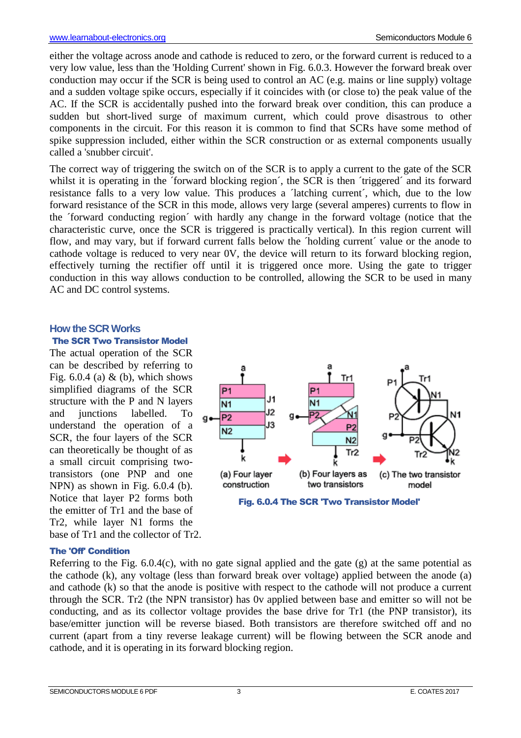either the voltage across anode and cathode is reduced to zero, or the forward current is reduced to a very low value, less than the 'Holding Current' shown in Fig. 6.0.3. However the forward break over conduction may occur if the SCR is being used to control an AC (e.g. mains or line supply) voltage and a sudden voltage spike occurs, especially if it coincides with (or close to) the peak value of the AC. If the SCR is accidentally pushed into the forward break over condition, this can produce a sudden but short-lived surge of maximum current, which could prove disastrous to other components in the circuit. For this reason it is common to find that SCRs have some method of spike suppression included, either within the SCR construction or as external components usually called a 'snubber circuit'.

The correct way of triggering the switch on of the SCR is to apply a current to the gate of the SCR whilst it is operating in the ´forward blocking region´, the SCR is then ´triggered´ and its forward resistance falls to a very low value. This produces a ´latching current´, which, due to the low forward resistance of the SCR in this mode, allows very large (several amperes) currents to flow in the ´forward conducting region´ with hardly any change in the forward voltage (notice that the characteristic curve, once the SCR is triggered is practically vertical). In this region current will flow, and may vary, but if forward current falls below the ´holding current´ value or the anode to cathode voltage is reduced to very near 0V, the device will return to its forward blocking region, effectively turning the rectifier off until it is triggered once more. Using the gate to trigger conduction in this way allows conduction to be controlled, allowing the SCR to be used in many AC and DC control systems.

## How the SCR Works

### The SCR Two Transistor Model

The actual operation of the SCR can be described by referring to Fig. 6.0.4 (a) & (b), which shows simplified diagrams of the SCR structure with the P and N layers and junctions labelled. To understand the operation of a SCR, the four layers of the SCR can theoretically be thought of as a small circuit comprising two-transistors (one PNP and one NPN) as shown in Fig. 6.0.4 (b). Notice that layer P2 forms both the emitter of Tr1 and the base of Tr2, while layer N1 forms the base of Tr1 and the collector of Tr2.

(a) Four layer construction (b) Four layers as two transistors (c) The two transistor model

**Fig. 6.0.4 The SCR 'Two Transistor Model'**

### The 'Off' Condition

Referring to the Fig. 6.0.4(c), with no gate signal applied and the gate (g) at the same potential as the cathode (k), any voltage (less than forward break over voltage) applied between the anode (a) and cathode (k) so that the anode is positive with respect to the cathode will not produce a current through the SCR. Tr2 (the NPN transistor) has 0v applied between base and emitter so will not be conducting, and as its collector voltage provides the base drive for Tr1 (the PNP transistor), its base/emitter junction will be reverse biased. Both transistors are therefore switched off and no current (apart from a tiny reverse leakage current) will be flowing between the SCR anode and cathode, and it is operating in its forward blocking region.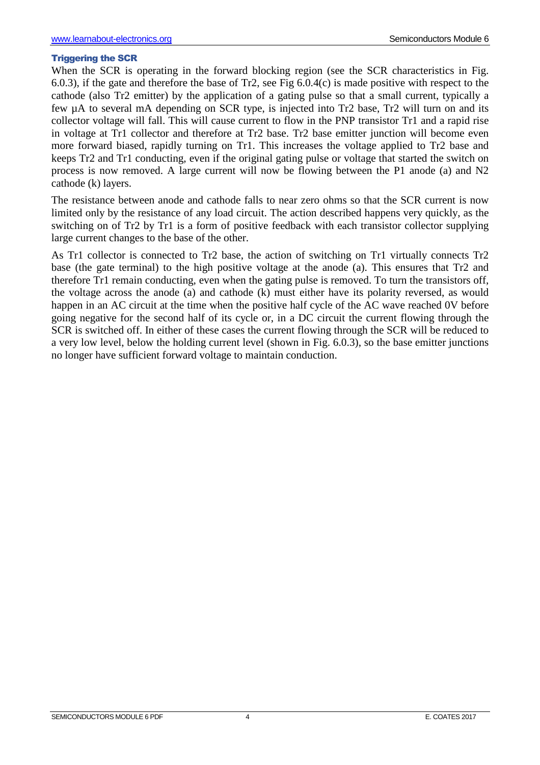### Triggering the SCR

When the SCR is operating in the forward blocking region (see the SCR characteristics in Fig. 6.0.3), if the gate and therefore the base of Tr2, see Fig 6.0.4(c) is made positive with respect to the cathode (also Tr2 emitter) by the application of a gating pulse so that a small current, typically a few µA to several mA depending on SCR type, is injected into Tr2 base, Tr2 will turn on and its collector voltage will fall. This will cause current to flow in the PNP transistor Tr1 and a rapid rise in voltage at Tr1 collector and therefore at Tr2 base. Tr2 base emitter junction will become even more forward biased, rapidly turning on Tr1. This increases the voltage applied to Tr2 base and keeps Tr2 and Tr1 conducting, even if the original gating pulse or voltage that started the switch on process is now removed. A large current will now be flowing between the P1 anode (a) and N2 cathode (k) layers.

The resistance between anode and cathode falls to near zero ohms so that the SCR current is now limited only by the resistance of any load circuit. The action described happens very quickly, as the switching on of Tr2 by Tr1 is a form of positive feedback with each transistor collector supplying large current changes to the base of the other.

As Tr1 collector is connected to Tr2 base, the action of switching on Tr1 virtually connects Tr2 base (the gate terminal) to the high positive voltage at the anode (a). This ensures that Tr2 and therefore Tr1 remain conducting, even when the gating pulse is removed. To turn the transistors off, the voltage across the anode (a) and cathode (k) must either have its polarity reversed, as would happen in an AC circuit at the time when the positive half cycle of the AC wave reached 0V before going negative for the second half of its cycle or, in a DC circuit the current flowing through the SCR is switched off. In either of these cases the current flowing through the SCR will be reduced to a very low level, below the holding current level (shown in Fig. 6.0.3), so the base emitter junctions no longer have sufficient forward voltage to maintain conduction.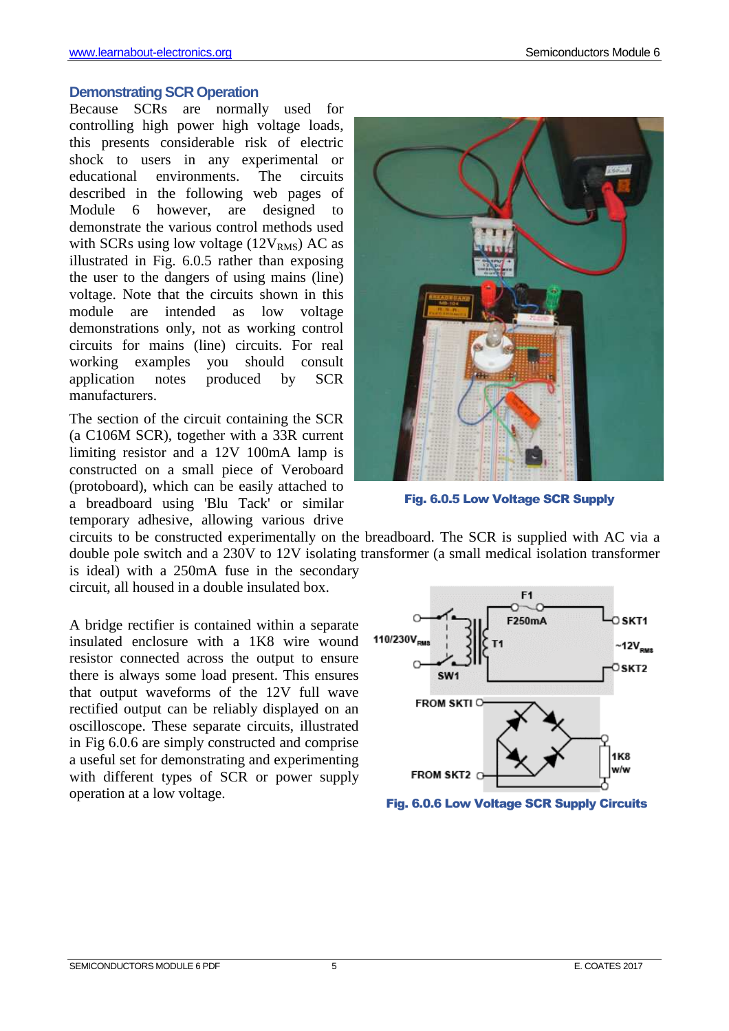## Demonstrating SCR Operation

Because SCRs are normally used for controlling high power high voltage loads, this presents considerable risk of electric shock to users in any experimental or educational environments. The circuits described in the following web pages of Module 6 however, are designed to demonstrate the various control methods used with SCRs using low voltage (12$V_{RMS}$) AC as illustrated in Fig. 6.0.5 rather than exposing the user to the dangers of using mains (line) voltage. Note that the circuits shown in this module are intended as low voltage demonstrations only, not as working control circuits for mains (line) circuits. For real working examples you should consult application notes produced by SCR manufacturers.

The section of the circuit containing the SCR (a C106M SCR), together with a 33R current limiting resistor and a 12V 100mA lamp is constructed on a small piece of Veroboard (protoboard), which can be easily attached to a breadboard using 'Blu Tack' or similar temporary adhesive, allowing various drive circuits to be constructed experimentally on the breadboard. The SCR is supplied with AC via a double pole switch and a 230V to 12V isolating transformer (a small medical isolation transformer is ideal) with a 250mA fuse in the secondary circuit, all housed in a double insulated box.

Fig. 6.0.5 Low Voltage SCR Supply

A bridge rectifier is contained within a separate insulated enclosure with a 1K8 wire wound resistor connected across the output to ensure there is always some load present. This ensures that output waveforms of the 12V full wave rectified output can be reliably displayed on an oscilloscope. These separate circuits, illustrated in Fig 6.0.6 are simply constructed and comprise a useful set for demonstrating and experimenting with different types of SCR or power supply operation at a low voltage.

Fig. 6.0.6 Low Voltage SCR Supply Circuits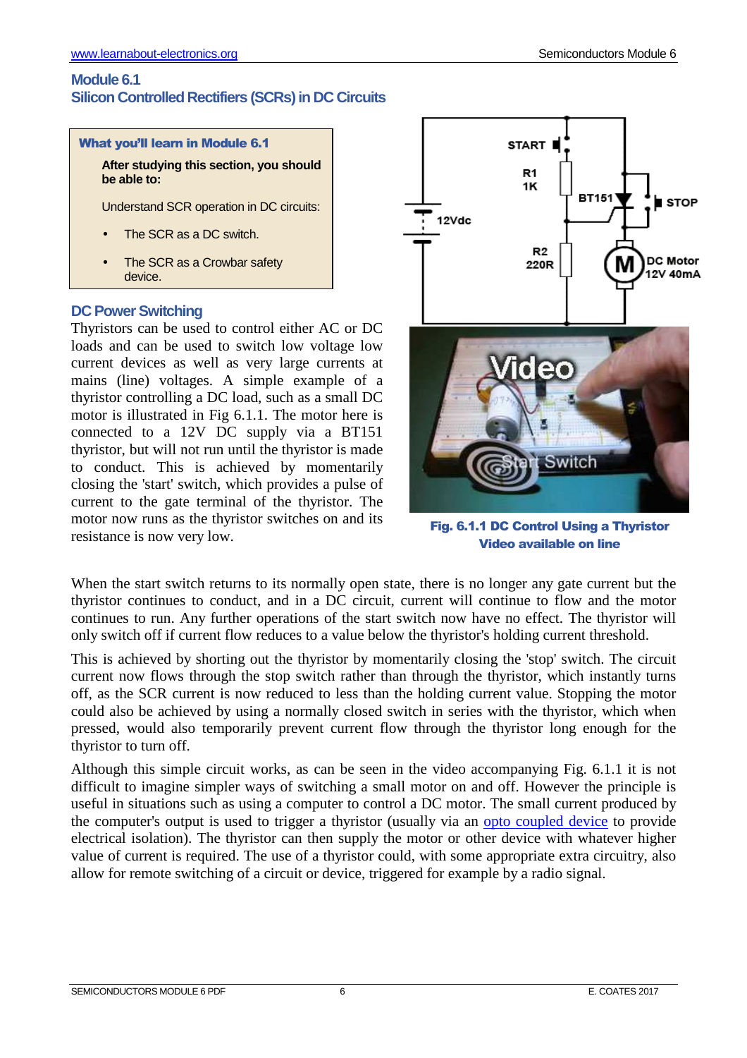## Module 6.1
## Silicon Controlled Rectifiers (SCRs) in DC Circuits

**What you'll learn in Module 6.1**

**After studying this section, you should be able to:**

Understand SCR operation in DC circuits:

- The SCR as a DC switch.
- The SCR as a Crowbar safety device.

### DC Power Switching

Thyristors can be used to control either AC or DC loads and can be used to switch low voltage low current devices as well as very large currents at mains (line) voltages. A simple example of a thyristor controlling a DC load, such as a small DC motor is illustrated in Fig 6.1.1. The motor here is connected to a 12V DC supply via a BT151 thyristor, but will not run until the thyristor is made to conduct. This is achieved by momentarily closing the 'start' switch, which provides a pulse of current to the gate terminal of the thyristor. The motor now runs as the thyristor switches on and its resistance is now very low.

**Fig. 6.1.1 DC Control Using a Thyristor**
**Video available on line**

When the start switch returns to its normally open state, there is no longer any gate current but the thyristor continues to conduct, and in a DC circuit, current will continue to flow and the motor continues to run. Any further operations of the start switch now have no effect. The thyristor will only switch off if current flow reduces to a value below the thyristor's holding current threshold.

This is achieved by shorting out the thyristor by momentarily closing the 'stop' switch. The circuit current now flows through the stop switch rather than through the thyristor, which instantly turns off, as the SCR current is now reduced to less than the holding current value. Stopping the motor could also be achieved by using a normally closed switch in series with the thyristor, which when pressed, would also temporarily prevent current flow through the thyristor long enough for the thyristor to turn off.

Although this simple circuit works, as can be seen in the video accompanying Fig. 6.1.1 it is not difficult to imagine simpler ways of switching a small motor on and off. However the principle is useful in situations such as using a computer to control a DC motor. The small current produced by the computer's output is used to trigger a thyristor (usually via an opto coupled device to provide electrical isolation). The thyristor can then supply the motor or other device with whatever higher value of current is required. The use of a thyristor could, with some appropriate extra circuitry, also allow for remote switching of a circuit or device, triggered for example by a radio signal.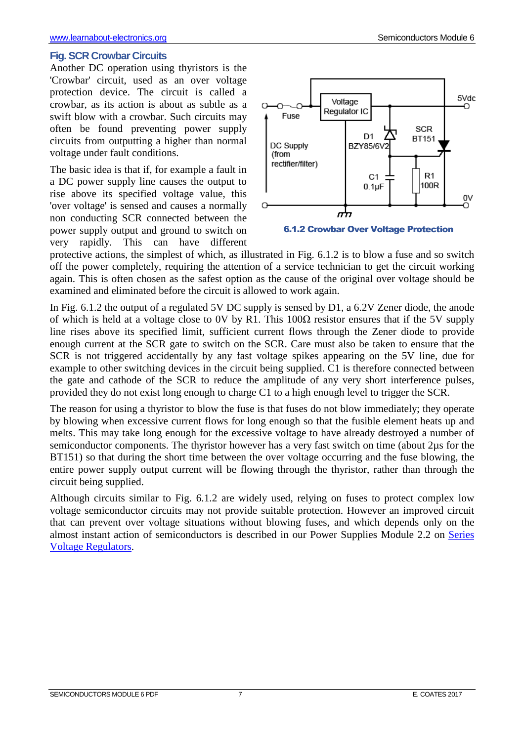## Fig. SCR Crowbar Circuits

Another DC operation using thyristors is the 'Crowbar' circuit, used as an over voltage protection device. The circuit is called a crowbar, as its action is about as subtle as a swift blow with a crowbar. Such circuits may often be found preventing power supply circuits from outputting a higher than normal voltage under fault conditions.

The basic idea is that if, for example a fault in a DC power supply line causes the output to rise above its specified voltage value, this 'over voltage' is sensed and causes a normally non conducting SCR connected between the power supply output and ground to switch on very rapidly. This can have different protective actions, the simplest of which, as illustrated in Fig. 6.1.2 is to blow a fuse and so switch off the power completely, requiring the attention of a service technician to get the circuit working again. This is often chosen as the safest option as the cause of the original over voltage should be examined and eliminated before the circuit is allowed to work again.

**6.1.2 Crowbar Over Voltage Protection**

In Fig. 6.1.2 the output of a regulated 5V DC supply is sensed by D1, a 6.2V Zener diode, the anode of which is held at a voltage close to 0V by R1. This 100Ω resistor ensures that if the 5V supply line rises above its specified limit, sufficient current flows through the Zener diode to provide enough current at the SCR gate to switch on the SCR. Care must also be taken to ensure that the SCR is not triggered accidentally by any fast voltage spikes appearing on the 5V line, due for example to other switching devices in the circuit being supplied. C1 is therefore connected between the gate and cathode of the SCR to reduce the amplitude of any very short interference pulses, provided they do not exist long enough to charge C1 to a high enough level to trigger the SCR.

The reason for using a thyristor to blow the fuse is that fuses do not blow immediately; they operate by blowing when excessive current flows for long enough so that the fusible element heats up and melts. This may take long enough for the excessive voltage to have already destroyed a number of semiconductor components. The thyristor however has a very fast switch on time (about 2μs for the BT151) so that during the short time between the over voltage occurring and the fuse blowing, the entire power supply output current will be flowing through the thyristor, rather than through the circuit being supplied.

Although circuits similar to Fig. 6.1.2 are widely used, relying on fuses to protect complex low voltage semiconductor circuits may not provide suitable protection. However an improved circuit that can prevent over voltage situations without blowing fuses, and which depends only on the almost instant action of semiconductors is described in our Power Supplies Module 2.2 on Series Voltage Regulators.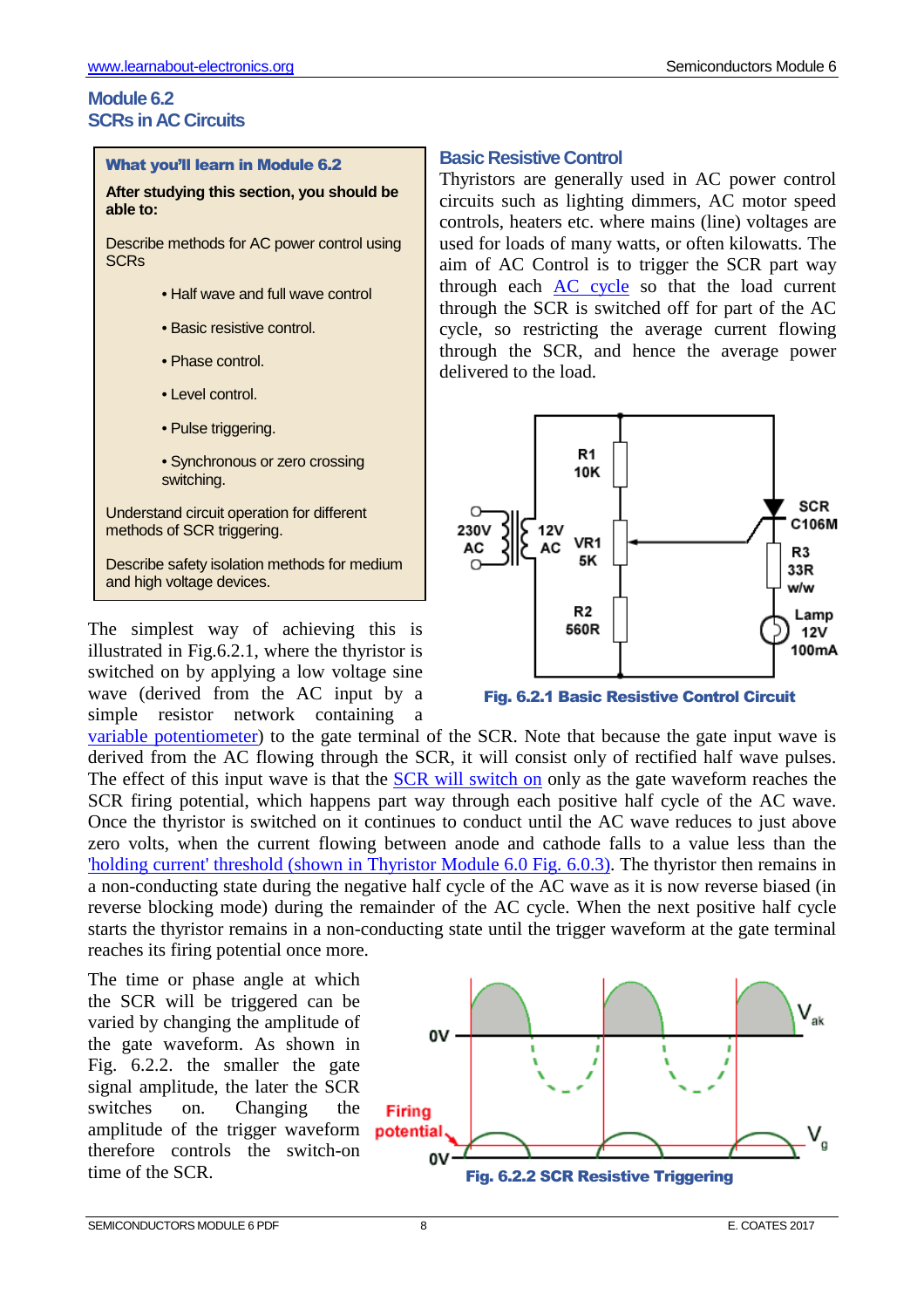## Module 6.2
## SCRs in AC Circuits

**What you'll learn in Module 6.2**

**After studying this section, you should be able to:**

Describe methods for AC power control using SCRs

- Half wave and full wave control
- Basic resistive control.
- Phase control.
- Level control.
- Pulse triggering.
- Synchronous or zero crossing switching.

Understand circuit operation for different methods of SCR triggering.

Describe safety isolation methods for medium and high voltage devices.

### Basic Resistive Control

Thyristors are generally used in AC power control circuits such as lighting dimmers, AC motor speed controls, heaters etc. where mains (line) voltages are used for loads of many watts, or often kilowatts. The aim of AC Control is to trigger the SCR part way through each AC cycle so that the load current through the SCR is switched off for part of the AC cycle, so restricting the average current flowing through the SCR, and hence the average power delivered to the load.

Fig. 6.2.1 Basic Resistive Control Circuit

The simplest way of achieving this is illustrated in Fig.6.2.1, where the thyristor is switched on by applying a low voltage sine wave (derived from the AC input by a simple resistor network containing a variable potentiometer) to the gate terminal of the SCR. Note that because the gate input wave is derived from the AC flowing through the SCR, it will consist only of rectified half wave pulses. The effect of this input wave is that the SCR will switch on only as the gate waveform reaches the SCR firing potential, which happens part way through each positive half cycle of the AC wave. Once the thyristor is switched on it continues to conduct until the AC wave reduces to just above zero volts, when the current flowing between anode and cathode falls to a value less than the 'holding current' threshold (shown in Thyristor Module 6.0 Fig. 6.0.3). The thyristor then remains in a non-conducting state during the negative half cycle of the AC wave as it is now reverse biased (in reverse blocking mode) during the remainder of the AC cycle. When the next positive half cycle starts the thyristor remains in a non-conducting state until the trigger waveform at the gate terminal reaches its firing potential once more.

The time or phase angle at which the SCR will be triggered can be varied by changing the amplitude of the gate waveform. As shown in Fig. 6.2.2. the smaller the gate signal amplitude, the later the SCR switches on. Changing the amplitude of the trigger waveform therefore controls the switch-on time of the SCR.

Fig. 6.2.2 SCR Resistive Triggering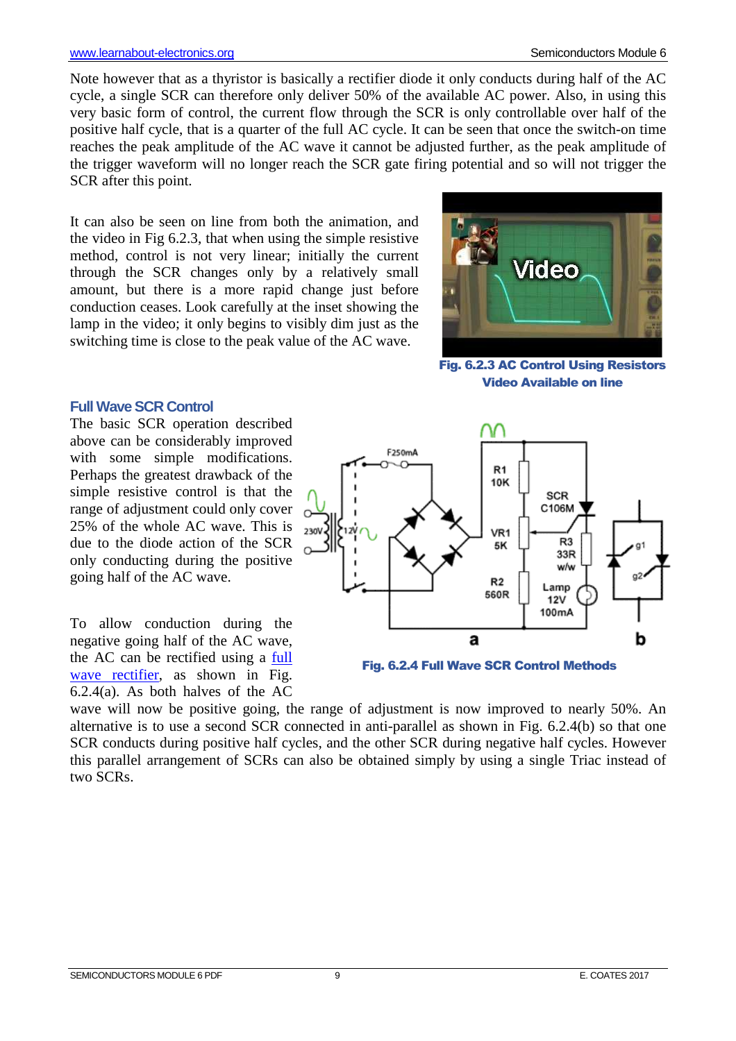Note however that as a thyristor is basically a rectifier diode it only conducts during half of the AC cycle, a single SCR can therefore only deliver 50% of the available AC power. Also, in using this very basic form of control, the current flow through the SCR is only controllable over half of the positive half cycle, that is a quarter of the full AC cycle. It can be seen that once the switch-on time reaches the peak amplitude of the AC wave it cannot be adjusted further, as the peak amplitude of the trigger waveform will no longer reach the SCR gate firing potential and so will not trigger the SCR after this point.

It can also be seen on line from both the animation, and the video in Fig 6.2.3, that when using the simple resistive method, control is not very linear; initially the current through the SCR changes only by a relatively small amount, but there is a more rapid change just before conduction ceases. Look carefully at the inset showing the lamp in the video; it only begins to visibly dim just as the switching time is close to the peak value of the AC wave.

**Fig. 6.2.3 AC Control Using Resistors Video Available on line**

### Full Wave SCR Control

The basic SCR operation described above can be considerably improved with some simple modifications. Perhaps the greatest drawback of the simple resistive control is that the range of adjustment could only cover 25% of the whole AC wave. This is due to the diode action of the SCR only conducting during the positive going half of the AC wave.

To allow conduction during the negative going half of the AC wave, the AC can be rectified using a full wave rectifier, as shown in Fig. 6.2.4(a). As both halves of the AC wave will now be positive going, the range of adjustment is now improved to nearly 50%. An alternative is to use a second SCR connected in anti-parallel as shown in Fig. 6.2.4(b) so that one SCR conducts during positive half cycles, and the other SCR during negative half cycles. However this parallel arrangement of SCRs can also be obtained simply by using a single Triac instead of two SCRs.

**Fig. 6.2.4 Full Wave SCR Control Methods**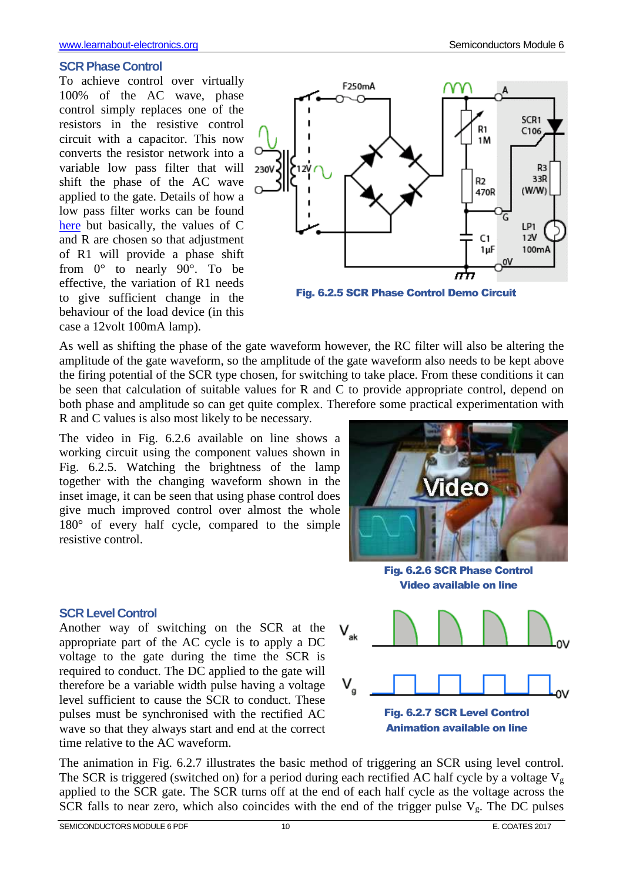## SCR Phase Control

To achieve control over virtually 100% of the AC wave, phase control simply replaces one of the resistors in the resistive control circuit with a capacitor. This now converts the resistor network into a variable low pass filter that will shift the phase of the AC wave applied to the gate. Details of how a low pass filter works can be found here but basically, the values of C and R are chosen so that adjustment of R1 will provide a phase shift from 0° to nearly 90°. To be effective, the variation of R1 needs to give sufficient change in the behaviour of the load device (in this case a 12volt 100mA lamp).

**Fig. 6.2.5 SCR Phase Control Demo Circuit**

As well as shifting the phase of the gate waveform however, the RC filter will also be altering the amplitude of the gate waveform, so the amplitude of the gate waveform also needs to be kept above the firing potential of the SCR type chosen, for switching to take place. From these conditions it can be seen that calculation of suitable values for R and C to provide appropriate control, depend on both phase and amplitude so can get quite complex. Therefore some practical experimentation with R and C values is also most likely to be necessary.

The video in Fig. 6.2.6 available on line shows a working circuit using the component values shown in Fig. 6.2.5. Watching the brightness of the lamp together with the changing waveform shown in the inset image, it can be seen that using phase control does give much improved control over almost the whole 180° of every half cycle, compared to the simple resistive control.

**Fig. 6.2.6 SCR Phase Control Video available on line**

## SCR Level Control

Another way of switching on the SCR at the appropriate part of the AC cycle is to apply a DC voltage to the gate during the time the SCR is required to conduct. The DC applied to the gate will therefore be a variable width pulse having a voltage level sufficient to cause the SCR to conduct. These pulses must be synchronised with the rectified AC wave so that they always start and end at the correct time relative to the AC waveform.

**Fig. 6.2.7 SCR Level Control Animation available on line**

The animation in Fig. 6.2.7 illustrates the basic method of triggering an SCR using level control. The SCR is triggered (switched on) for a period during each rectified AC half cycle by a voltage $V_g$ applied to the SCR gate. The SCR turns off at the end of each half cycle as the voltage across the SCR falls to near zero, which also coincides with the end of the trigger pulse $V_g$. The DC pulses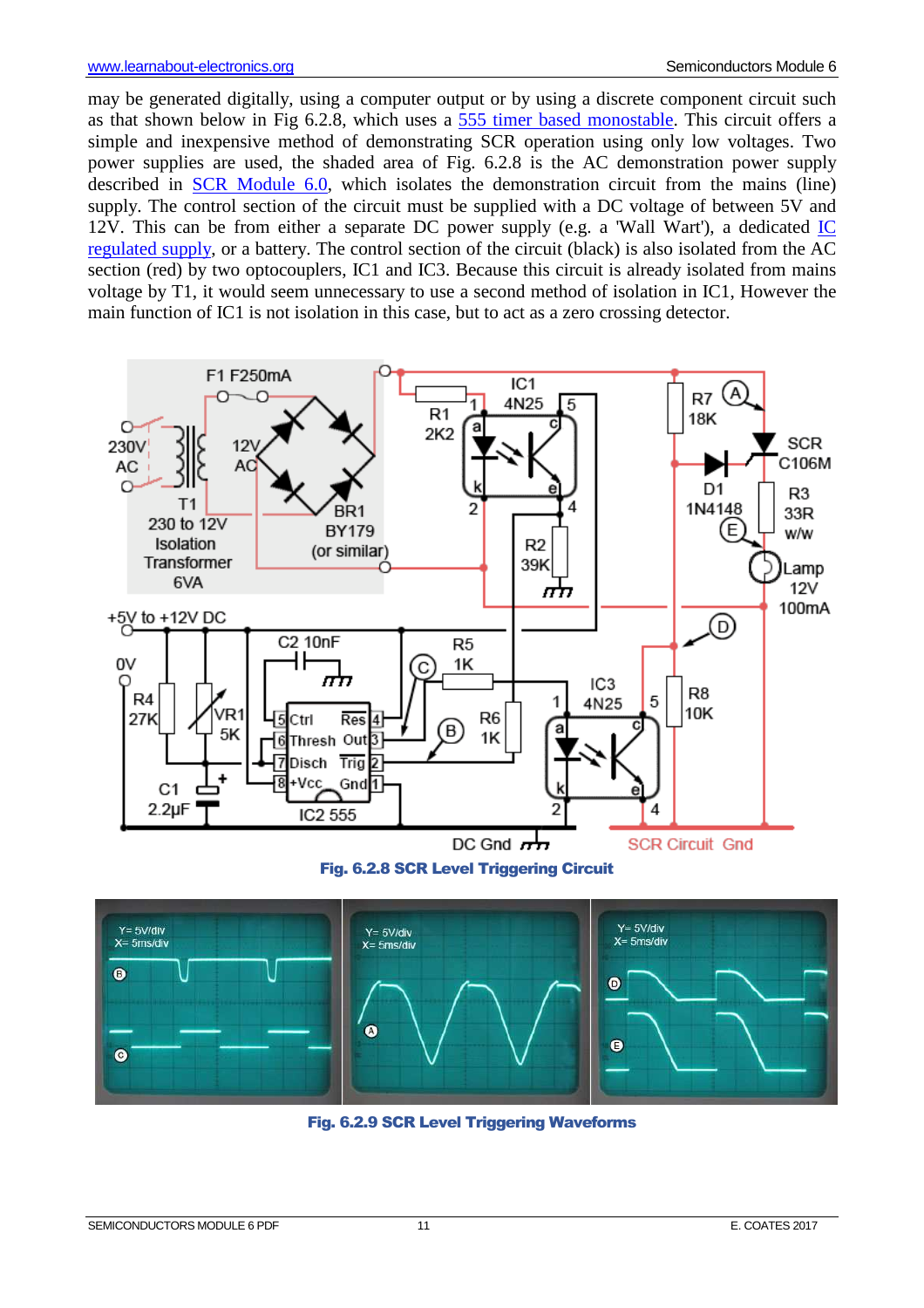may be generated digitally, using a computer output or by using a discrete component circuit such as that shown below in Fig 6.2.8, which uses a 555 timer based monostable. This circuit offers a simple and inexpensive method of demonstrating SCR operation using only low voltages. Two power supplies are used, the shaded area of Fig. 6.2.8 is the AC demonstration power supply described in SCR Module 6.0, which isolates the demonstration circuit from the mains (line) supply. The control section of the circuit must be supplied with a DC voltage of between 5V and 12V. This can be from either a separate DC power supply (e.g. a 'Wall Wart'), a dedicated IC regulated supply, or a battery. The control section of the circuit (black) is also isolated from the AC section (red) by two optocouplers, IC1 and IC3. Because this circuit is already isolated from mains voltage by T1, it would seem unnecessary to use a second method of isolation in IC1, However the main function of IC1 is not isolation in this case, but to act as a zero crossing detector.

**Fig. 6.2.8 SCR Level Triggering Circuit**

**Fig. 6.2.9 SCR Level Triggering Waveforms**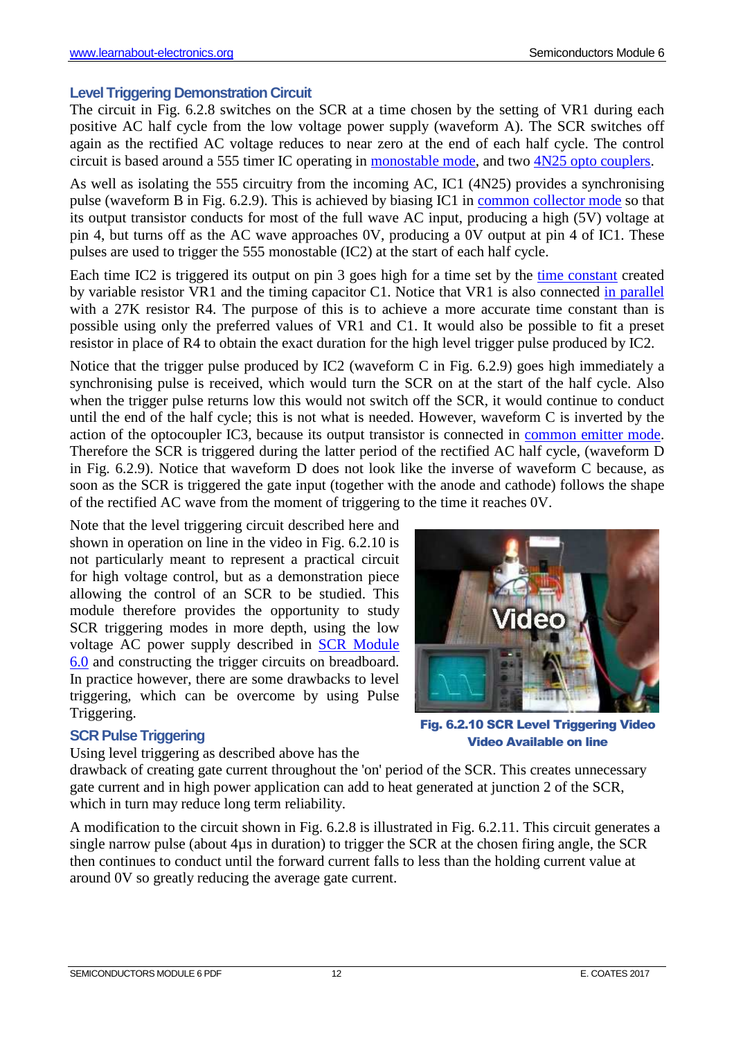## Level Triggering Demonstration Circuit

The circuit in Fig. 6.2.8 switches on the SCR at a time chosen by the setting of VR1 during each positive AC half cycle from the low voltage power supply (waveform A). The SCR switches off again as the rectified AC voltage reduces to near zero at the end of each half cycle. The control circuit is based around a 555 timer IC operating in monostable mode, and two 4N25 opto couplers.

As well as isolating the 555 circuitry from the incoming AC, IC1 (4N25) provides a synchronising pulse (waveform B in Fig. 6.2.9). This is achieved by biasing IC1 in common collector mode so that its output transistor conducts for most of the full wave AC input, producing a high (5V) voltage at pin 4, but turns off as the AC wave approaches 0V, producing a 0V output at pin 4 of IC1. These pulses are used to trigger the 555 monostable (IC2) at the start of each half cycle.

Each time IC2 is triggered its output on pin 3 goes high for a time set by the time constant created by variable resistor VR1 and the timing capacitor C1. Notice that VR1 is also connected in parallel with a 27K resistor R4. The purpose of this is to achieve a more accurate time constant than is possible using only the preferred values of VR1 and C1. It would also be possible to fit a preset resistor in place of R4 to obtain the exact duration for the high level trigger pulse produced by IC2.

Notice that the trigger pulse produced by IC2 (waveform C in Fig. 6.2.9) goes high immediately a synchronising pulse is received, which would turn the SCR on at the start of the half cycle. Also when the trigger pulse returns low this would not switch off the SCR, it would continue to conduct until the end of the half cycle; this is not what is needed. However, waveform C is inverted by the action of the optocoupler IC3, because its output transistor is connected in common emitter mode. Therefore the SCR is triggered during the latter period of the rectified AC half cycle, (waveform D in Fig. 6.2.9). Notice that waveform D does not look like the inverse of waveform C because, as soon as the SCR is triggered the gate input (together with the anode and cathode) follows the shape of the rectified AC wave from the moment of triggering to the time it reaches 0V.

Note that the level triggering circuit described here and shown in operation on line in the video in Fig. 6.2.10 is not particularly meant to represent a practical circuit for high voltage control, but as a demonstration piece allowing the control of an SCR to be studied. This module therefore provides the opportunity to study SCR triggering modes in more depth, using the low voltage AC power supply described in SCR Module 6.0 and constructing the trigger circuits on breadboard. In practice however, there are some drawbacks to level triggering, which can be overcome by using Pulse Triggering.

**Fig. 6.2.10 SCR Level Triggering Video**
**Video Available on line**

## SCR Pulse Triggering

Using level triggering as described above has the drawback of creating gate current throughout the 'on' period of the SCR. This creates unnecessary gate current and in high power application can add to heat generated at junction 2 of the SCR, which in turn may reduce long term reliability.

A modification to the circuit shown in Fig. 6.2.8 is illustrated in Fig. 6.2.11. This circuit generates a single narrow pulse (about 4µs in duration) to trigger the SCR at the chosen firing angle, the SCR then continues to conduct until the forward current falls to less than the holding current value at around 0V so greatly reducing the average gate current.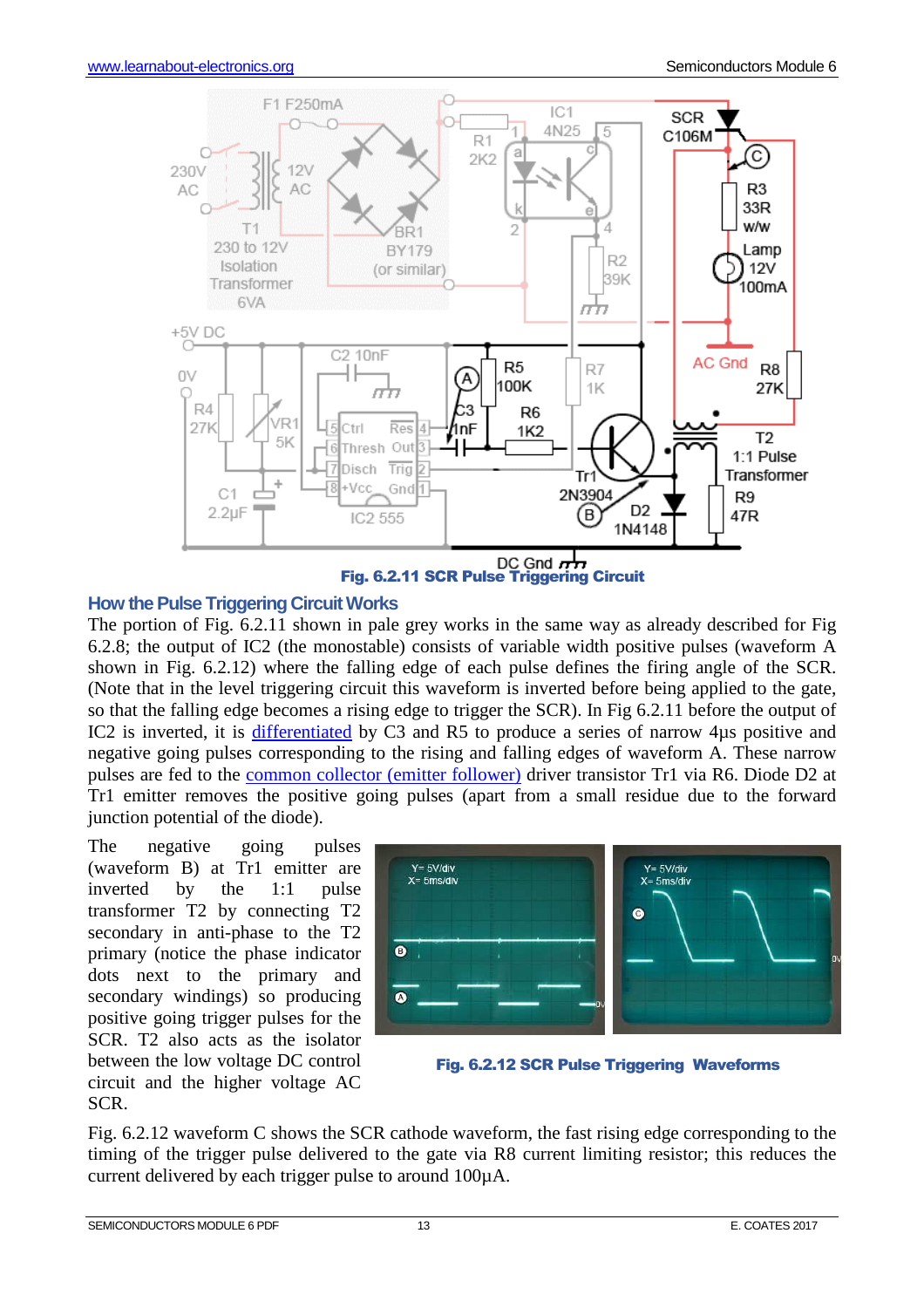Fig. 6.2.11 SCR Pulse Triggering Circuit

## How the Pulse Triggering Circuit Works

The portion of Fig. 6.2.11 shown in pale grey works in the same way as already described for Fig 6.2.8; the output of IC2 (the monostable) consists of variable width positive pulses (waveform A shown in Fig. 6.2.12) where the falling edge of each pulse defines the firing angle of the SCR. (Note that in the level triggering circuit this waveform is inverted before being applied to the gate, so that the falling edge becomes a rising edge to trigger the SCR). In Fig 6.2.11 before the output of IC2 is inverted, it is differentiated by C3 and R5 to produce a series of narrow 4µs positive and negative going pulses corresponding to the rising and falling edges of waveform A. These narrow pulses are fed to the common collector (emitter follower) driver transistor Tr1 via R6. Diode D2 at Tr1 emitter removes the positive going pulses (apart from a small residue due to the forward junction potential of the diode).

The negative going pulses (waveform B) at Tr1 emitter are inverted by the 1:1 pulse transformer T2 by connecting T2 secondary in anti-phase to the T2 primary (notice the phase indicator dots next to the primary and secondary windings) so producing positive going trigger pulses for the SCR. T2 also acts as the isolator between the low voltage DC control circuit and the higher voltage AC SCR.

Fig. 6.2.12 SCR Pulse Triggering Waveforms

Fig. 6.2.12 waveform C shows the SCR cathode waveform, the fast rising edge corresponding to the timing of the trigger pulse delivered to the gate via R8 current limiting resistor; this reduces the current delivered by each trigger pulse to around 100µA.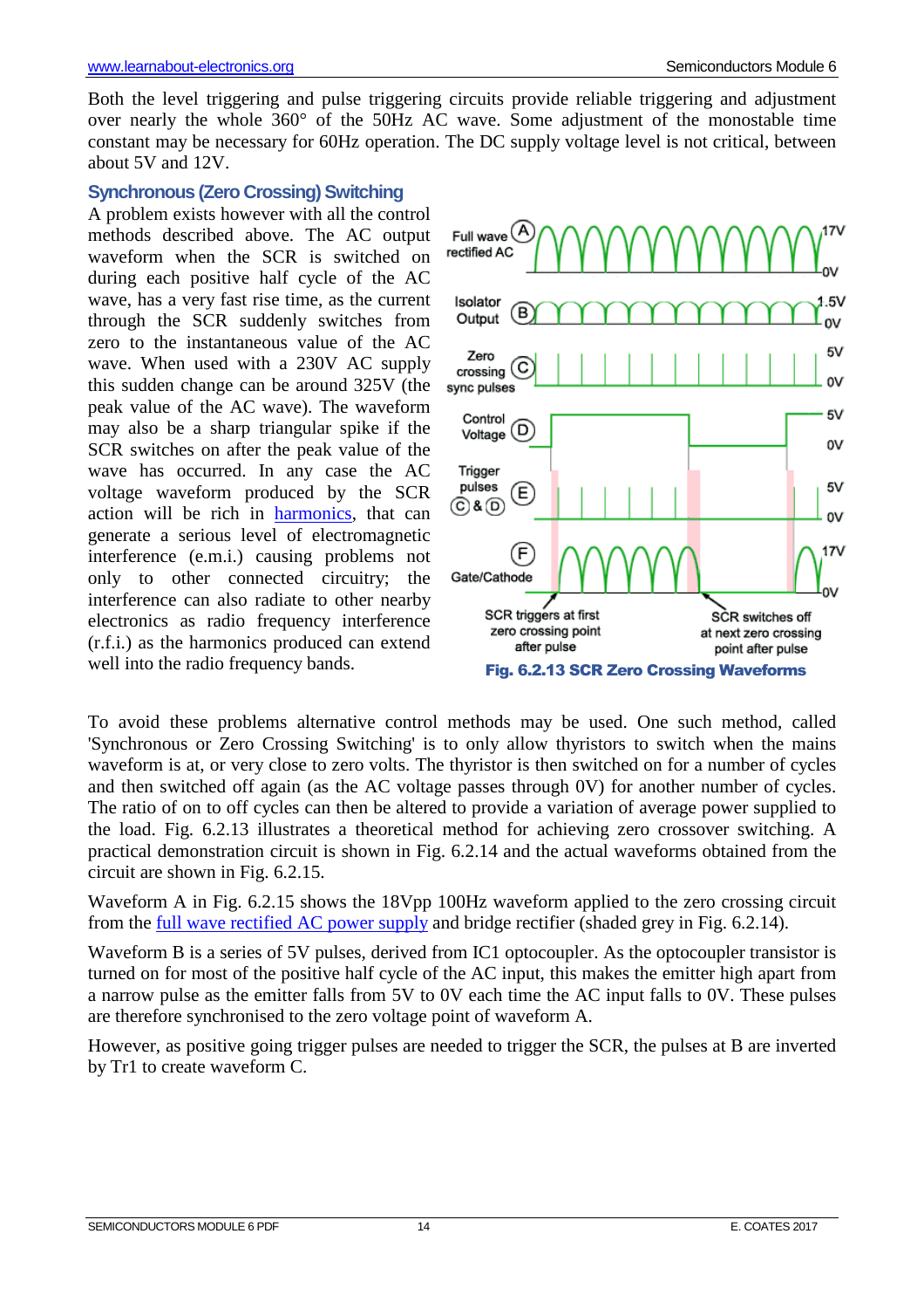Both the level triggering and pulse triggering circuits provide reliable triggering and adjustment over nearly the whole 360° of the 50Hz AC wave. Some adjustment of the monostable time constant may be necessary for 60Hz operation. The DC supply voltage level is not critical, between about 5V and 12V.

## Synchronous (Zero Crossing) Switching

A problem exists however with all the control methods described above. The AC output waveform when the SCR is switched on during each positive half cycle of the AC wave, has a very fast rise time, as the current through the SCR suddenly switches from zero to the instantaneous value of the AC wave. When used with a 230V AC supply this sudden change can be around 325V (the peak value of the AC wave). The waveform may also be a sharp triangular spike if the SCR switches on after the peak value of the wave has occurred. In any case the AC voltage waveform produced by the SCR action will be rich in harmonics, that can generate a serious level of electromagnetic interference (e.m.i.) causing problems not only to other connected circuitry; the interference can also radiate to other nearby electronics as radio frequency interference (r.f.i.) as the harmonics produced can extend well into the radio frequency bands.

Fig. 6.2.13 SCR Zero Crossing Waveforms

To avoid these problems alternative control methods may be used. One such method, called 'Synchronous or Zero Crossing Switching' is to only allow thyristors to switch when the mains waveform is at, or very close to zero volts. The thyristor is then switched on for a number of cycles and then switched off again (as the AC voltage passes through 0V) for another number of cycles. The ratio of on to off cycles can then be altered to provide a variation of average power supplied to the load. Fig. 6.2.13 illustrates a theoretical method for achieving zero crossover switching. A practical demonstration circuit is shown in Fig. 6.2.14 and the actual waveforms obtained from the circuit are shown in Fig. 6.2.15.

Waveform A in Fig. 6.2.15 shows the 18Vpp 100Hz waveform applied to the zero crossing circuit from the full wave rectified AC power supply and bridge rectifier (shaded grey in Fig. 6.2.14).

Waveform B is a series of 5V pulses, derived from IC1 optocoupler. As the optocoupler transistor is turned on for most of the positive half cycle of the AC input, this makes the emitter high apart from a narrow pulse as the emitter falls from 5V to 0V each time the AC input falls to 0V. These pulses are therefore synchronised to the zero voltage point of waveform A.

However, as positive going trigger pulses are needed to trigger the SCR, the pulses at B are inverted by Tr1 to create waveform C.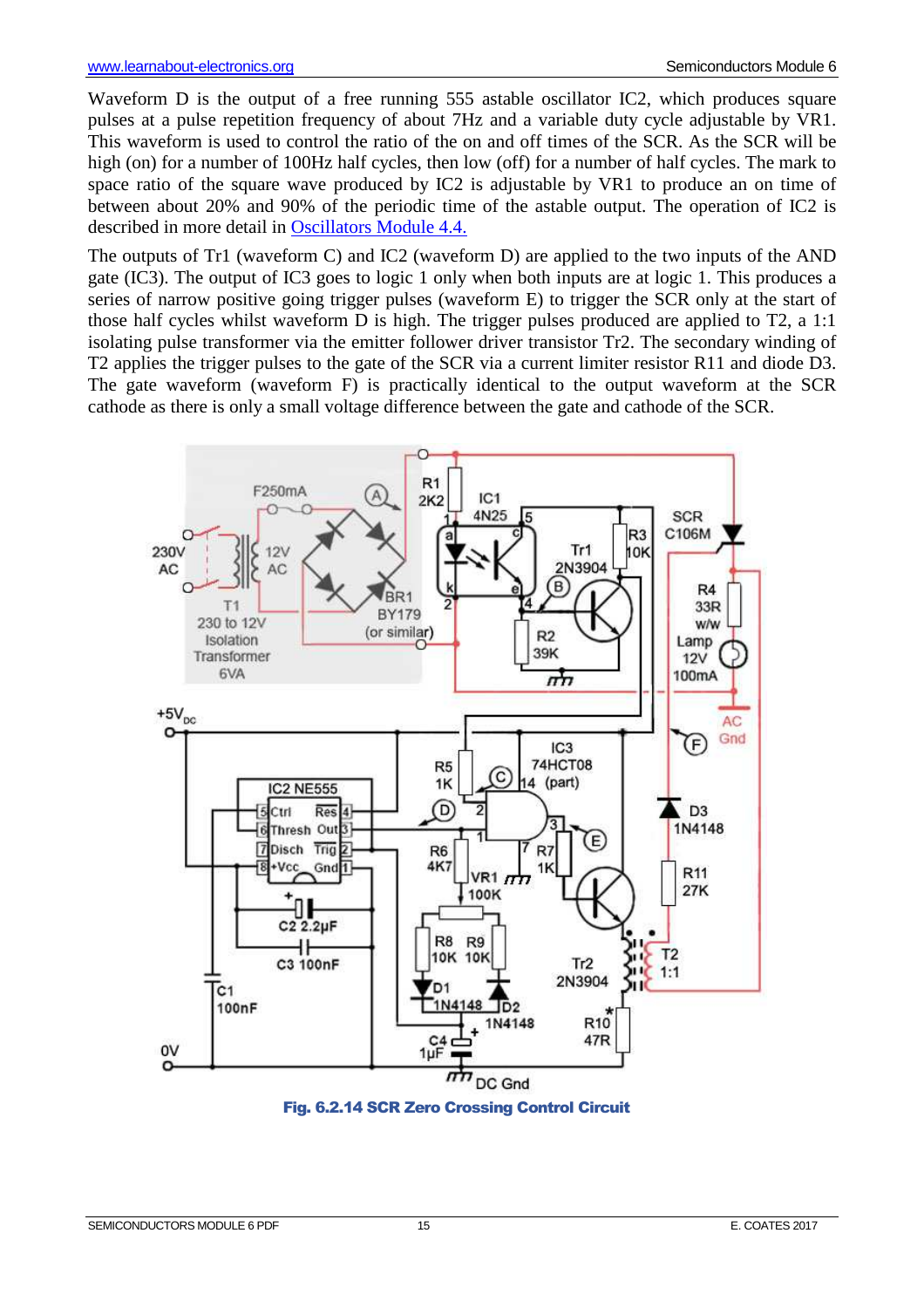Waveform D is the output of a free running 555 astable oscillator IC2, which produces square pulses at a pulse repetition frequency of about 7Hz and a variable duty cycle adjustable by VR1. This waveform is used to control the ratio of the on and off times of the SCR. As the SCR will be high (on) for a number of 100Hz half cycles, then low (off) for a number of half cycles. The mark to space ratio of the square wave produced by IC2 is adjustable by VR1 to produce an on time of between about 20% and 90% of the periodic time of the astable output. The operation of IC2 is described in more detail in Oscillators Module 4.4.

The outputs of Tr1 (waveform C) and IC2 (waveform D) are applied to the two inputs of the AND gate (IC3). The output of IC3 goes to logic 1 only when both inputs are at logic 1. This produces a series of narrow positive going trigger pulses (waveform E) to trigger the SCR only at the start of those half cycles whilst waveform D is high. The trigger pulses produced are applied to T2, a 1:1 isolating pulse transformer via the emitter follower driver transistor Tr2. The secondary winding of T2 applies the trigger pulses to the gate of the SCR via a current limiter resistor R11 and diode D3. The gate waveform (waveform F) is practically identical to the output waveform at the SCR cathode as there is only a small voltage difference between the gate and cathode of the SCR.

**Fig. 6.2.14 SCR Zero Crossing Control Circuit**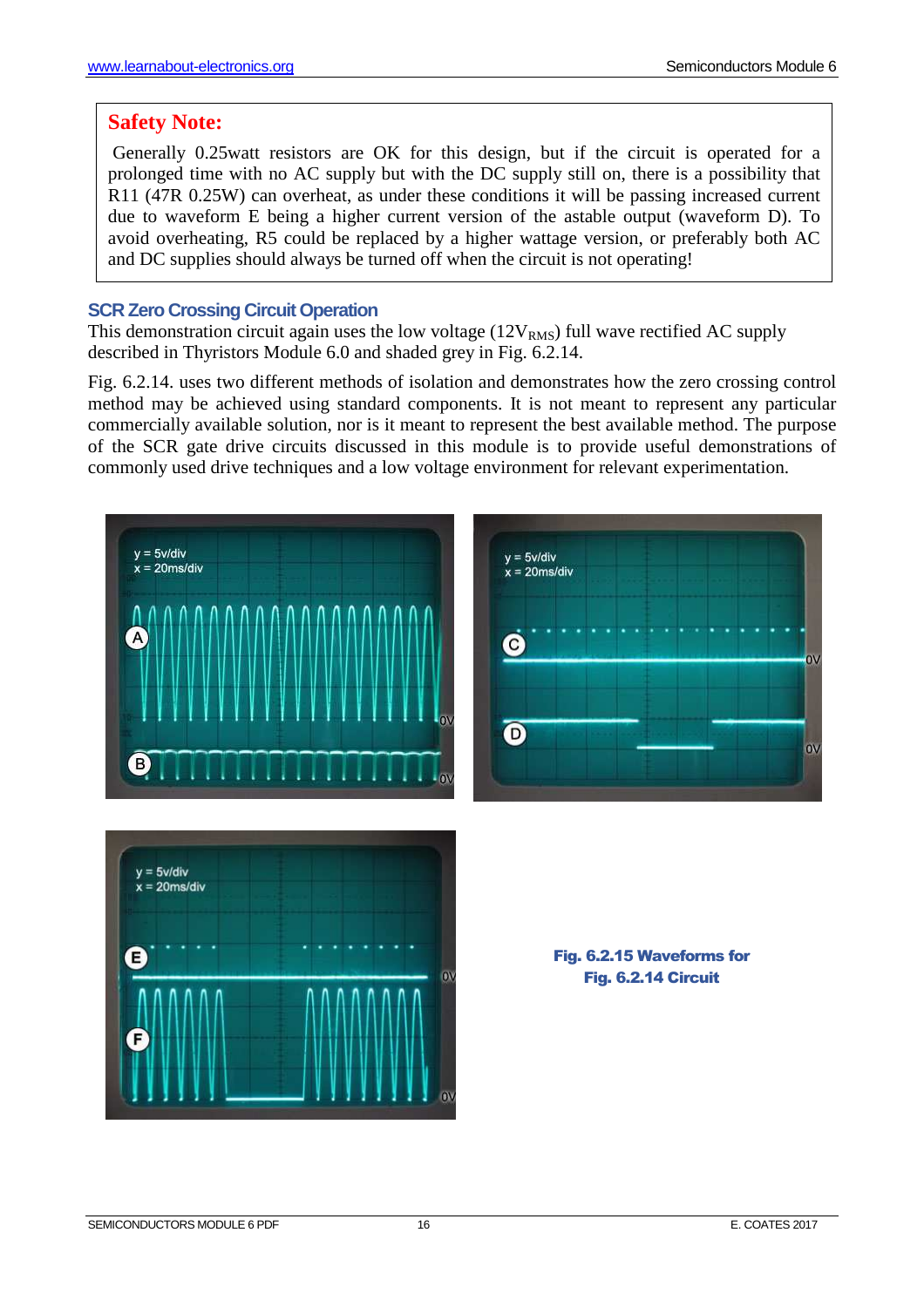**Safety Note:**

Generally 0.25watt resistors are OK for this design, but if the circuit is operated for a prolonged time with no AC supply but with the DC supply still on, there is a possibility that R11 (47R 0.25W) can overheat, as under these conditions it will be passing increased current due to waveform E being a higher current version of the astable output (waveform D). To avoid overheating, R5 could be replaced by a higher wattage version, or preferably both AC and DC supplies should always be turned off when the circuit is not operating!

## SCR Zero Crossing Circuit Operation

This demonstration circuit again uses the low voltage ($12V_{RMS}$) full wave rectified AC supply described in Thyristors Module 6.0 and shaded grey in Fig. 6.2.14.

Fig. 6.2.14. uses two different methods of isolation and demonstrates how the zero crossing control method may be achieved using standard components. It is not meant to represent any particular commercially available solution, nor is it meant to represent the best available method. The purpose of the SCR gate drive circuits discussed in this module is to provide useful demonstrations of commonly used drive techniques and a low voltage environment for relevant experimentation.

**Fig. 6.2.15 Waveforms for Fig. 6.2.14 Circuit**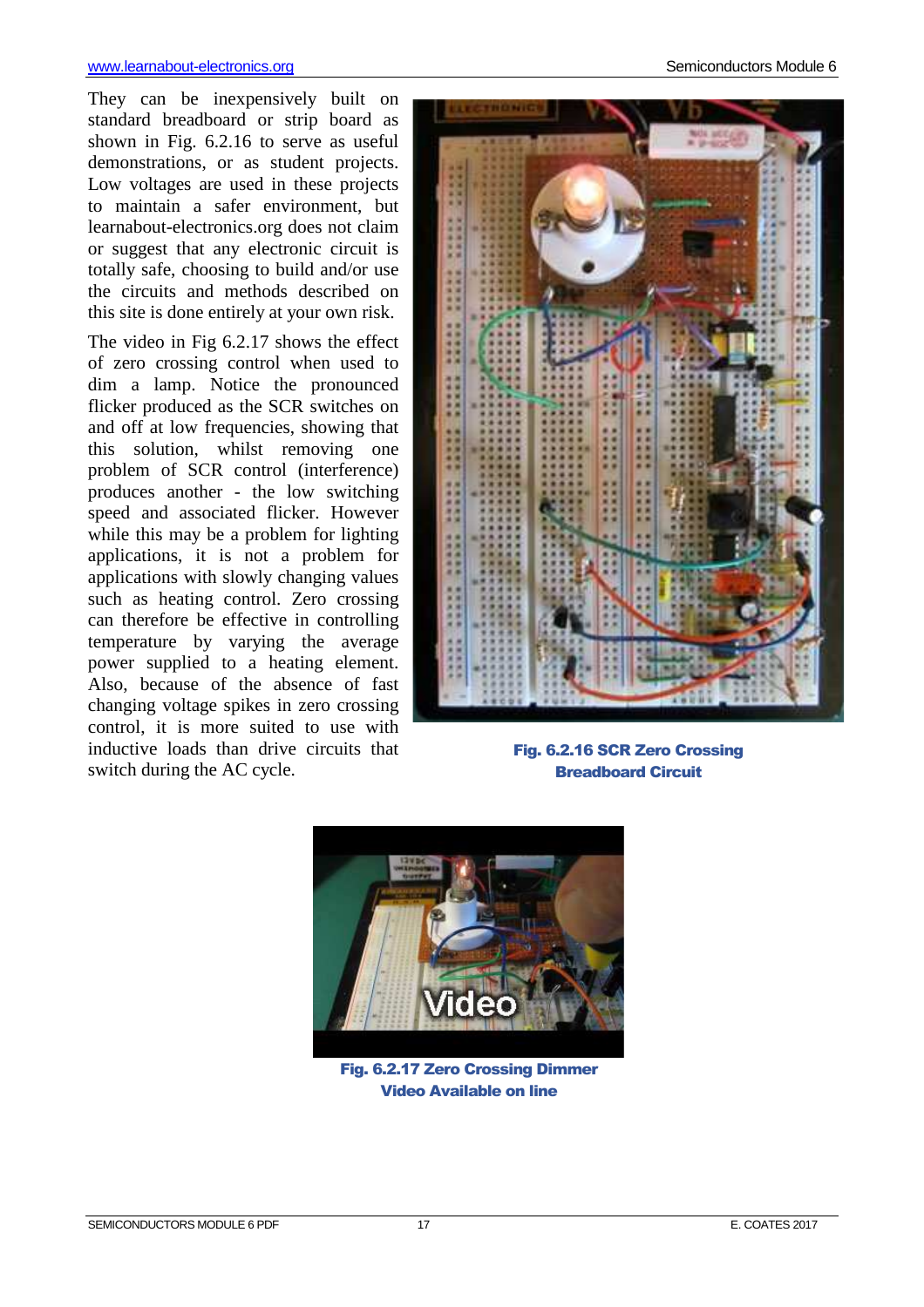They can be inexpensively built on standard breadboard or strip board as shown in Fig. 6.2.16 to serve as useful demonstrations, or as student projects. Low voltages are used in these projects to maintain a safer environment, but learnabout-electronics.org does not claim or suggest that any electronic circuit is totally safe, choosing to build and/or use the circuits and methods described on this site is done entirely at your own risk.

The video in Fig 6.2.17 shows the effect of zero crossing control when used to dim a lamp. Notice the pronounced flicker produced as the SCR switches on and off at low frequencies, showing that this solution, whilst removing one problem of SCR control (interference) produces another - the low switching speed and associated flicker. However while this may be a problem for lighting applications, it is not a problem for applications with slowly changing values such as heating control. Zero crossing can therefore be effective in controlling temperature by varying the average power supplied to a heating element. Also, because of the absence of fast changing voltage spikes in zero crossing control, it is more suited to use with inductive loads than drive circuits that switch during the AC cycle.

**Fig. 6.2.16 SCR Zero Crossing Breadboard Circuit**

**Fig. 6.2.17 Zero Crossing Dimmer Video Available on line**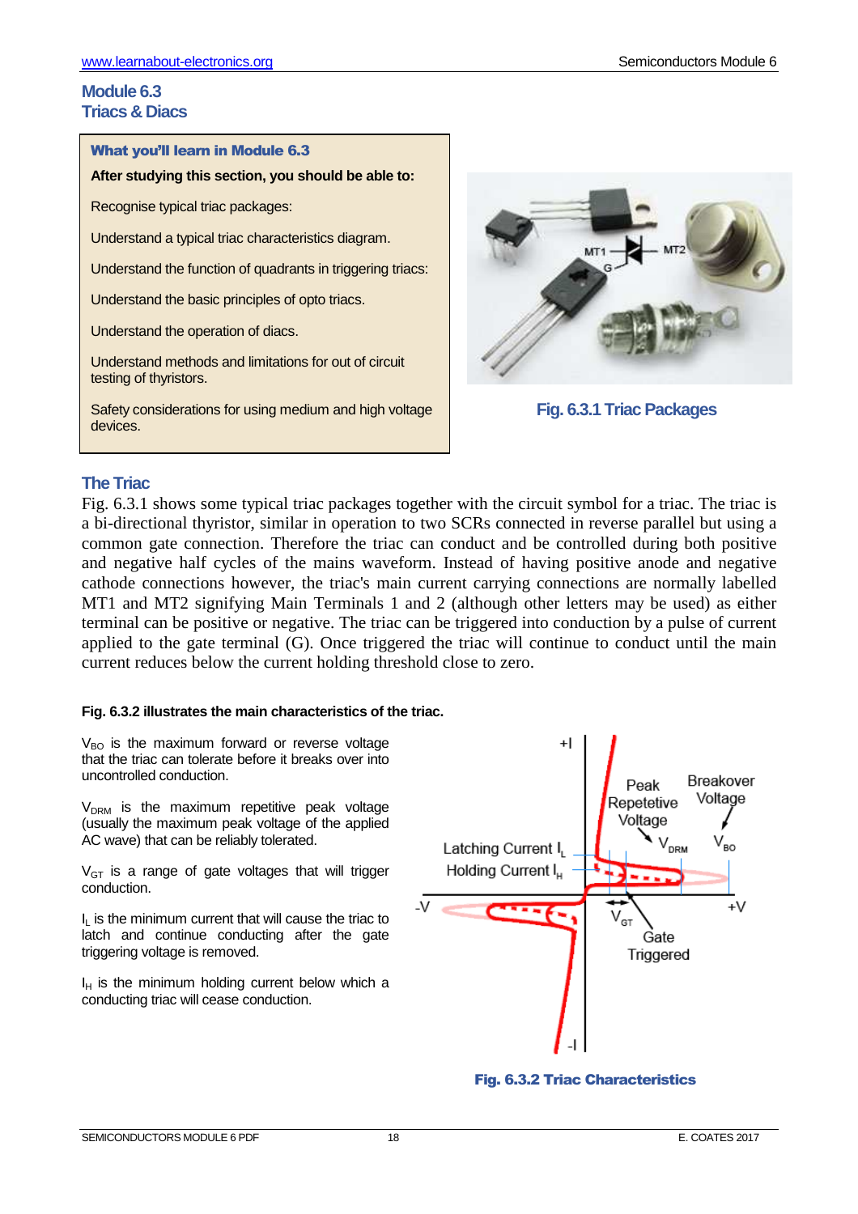## Module 6.3
## Triacs & Diacs

**What you'll learn in Module 6.3**

**After studying this section, you should be able to:**

Recognise typical triac packages:

Understand a typical triac characteristics diagram.

Understand the function of quadrants in triggering triacs:

Understand the basic principles of opto triacs.

Understand the operation of diacs.

Understand methods and limitations for out of circuit testing of thyristors.

Safety considerations for using medium and high voltage devices.

**Fig. 6.3.1 Triac Packages**

### The Triac

Fig. 6.3.1 shows some typical triac packages together with the circuit symbol for a triac. The triac is a bi-directional thyristor, similar in operation to two SCRs connected in reverse parallel but using a common gate connection. Therefore the triac can conduct and be controlled during both positive and negative half cycles of the mains waveform. Instead of having positive anode and negative cathode connections however, the triac's main current carrying connections are normally labelled MT1 and MT2 signifying Main Terminals 1 and 2 (although other letters may be used) as either terminal can be positive or negative. The triac can be triggered into conduction by a pulse of current applied to the gate terminal (G). Once triggered the triac will continue to conduct until the main current reduces below the current holding threshold close to zero.

**Fig. 6.3.2 illustrates the main characteristics of the triac.**

$V_{BO}$ is the maximum forward or reverse voltage that the triac can tolerate before it breaks over into uncontrolled conduction.

$V_{DRM}$ is the maximum repetitive peak voltage (usually the maximum peak voltage of the applied AC wave) that can be reliably tolerated.

$V_{GT}$ is a range of gate voltages that will trigger conduction.

$I_L$ is the minimum current that will cause the triac to latch and continue conducting after the gate triggering voltage is removed.

$I_H$ is the minimum holding current below which a conducting triac will cease conduction.

**Fig. 6.3.2 Triac Characteristics**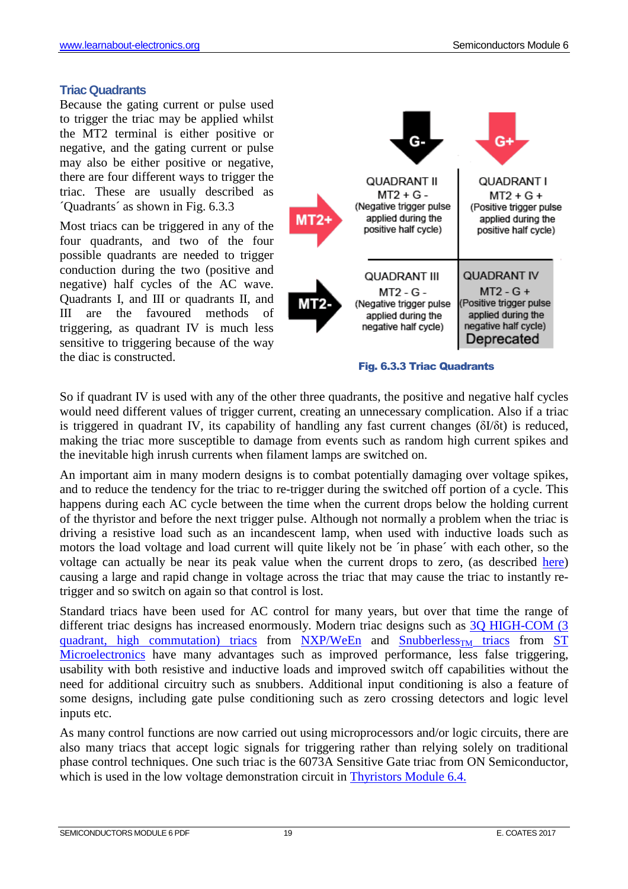### Triac Quadrants

Because the gating current or pulse used to trigger the triac may be applied whilst the MT2 terminal is either positive or negative, and the gating current or pulse may also be either positive or negative, there are four different ways to trigger the triac. These are usually described as ´Quadrants´ as shown in Fig. 6.3.3

Most triacs can be triggered in any of the four quadrants, and two of the four possible quadrants are needed to trigger conduction during the two (positive and negative) half cycles of the AC wave. Quadrants I, and III or quadrants II, and III are the favoured methods of triggering, as quadrant IV is much less sensitive to triggering because of the way the diac is constructed.

| | G- | G+ |
|---|---|---|
| MT2+ | QUADRANT II<br>MT2 + G -<br>(Negative trigger pulse applied during the positive half cycle) | QUADRANT I<br>MT2 + G +<br>(Positive trigger pulse applied during the positive half cycle) |
| MT2- | QUADRANT III<br>MT2 - G -<br>(Negative trigger pulse applied during the negative half cycle) | QUADRANT IV<br>MT2 - G +<br>(Positive trigger pulse applied during the negative half cycle)<br>Deprecated |

**Fig. 6.3.3 Triac Quadrants**

So if quadrant IV is used with any of the other three quadrants, the positive and negative half cycles would need different values of trigger current, creating an unnecessary complication. Also if a triac is triggered in quadrant IV, its capability of handling any fast current changes ($\delta I/\delta t$) is reduced, making the triac more susceptible to damage from events such as random high current spikes and the inevitable high inrush currents when filament lamps are switched on.

An important aim in many modern designs is to combat potentially damaging over voltage spikes, and to reduce the tendency for the triac to re-trigger during the switched off portion of a cycle. This happens during each AC cycle between the time when the current drops below the holding current of the thyristor and before the next trigger pulse. Although not normally a problem when the triac is driving a resistive load such as an incandescent lamp, when used with inductive loads such as motors the load voltage and load current will quite likely not be ´in phase´ with each other, so the voltage can actually be near its peak value when the current drops to zero, (as described here) causing a large and rapid change in voltage across the triac that may cause the triac to instantly re-trigger and so switch on again so that control is lost.

Standard triacs have been used for AC control for many years, but over that time the range of different triac designs has increased enormously. Modern triac designs such as 3Q HIGH-COM (3 quadrant, high commutation) triacs from NXP/WeEn and Snubberless$_{TM}$ triacs from ST Microelectronics have many advantages such as improved performance, less false triggering, usability with both resistive and inductive loads and improved switch off capabilities without the need for additional circuitry such as snubbers. Additional input conditioning is also a feature of some designs, including gate pulse conditioning such as zero crossing detectors and logic level inputs etc.

As many control functions are now carried out using microprocessors and/or logic circuits, there are also many triacs that accept logic signals for triggering rather than relying solely on traditional phase control techniques. One such triac is the 6073A Sensitive Gate triac from ON Semiconductor, which is used in the low voltage demonstration circuit in Thyristors Module 6.4.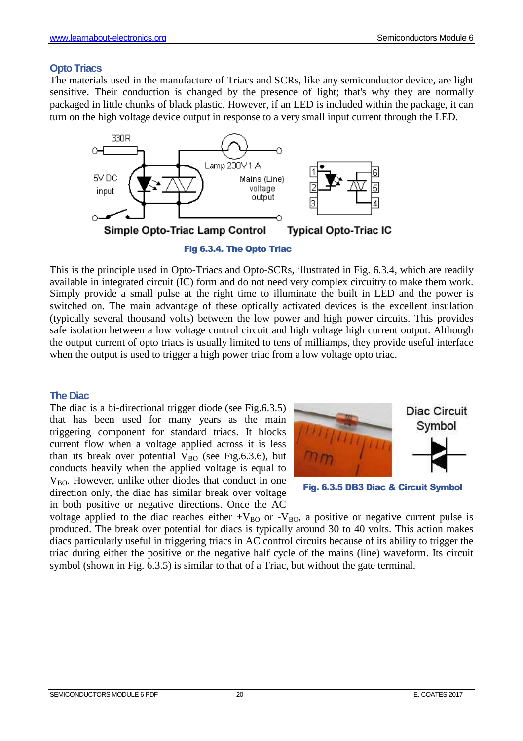## Opto Triacs

The materials used in the manufacture of Triacs and SCRs, like any semiconductor device, are light sensitive. Their conduction is changed by the presence of light; that's why they are normally packaged in little chunks of black plastic. However, if an LED is included within the package, it can turn on the high voltage device output in response to a very small input current through the LED.

Simple Opto-Triac Lamp Control    Typical Opto-Triac IC

**Fig 6.3.4. The Opto Triac**

This is the principle used in Opto-Triacs and Opto-SCRs, illustrated in Fig. 6.3.4, which are readily available in integrated circuit (IC) form and do not need very complex circuitry to make them work. Simply provide a small pulse at the right time to illuminate the built in LED and the power is switched on. The main advantage of these optically activated devices is the excellent insulation (typically several thousand volts) between the low power and high power circuits. This provides safe isolation between a low voltage control circuit and high voltage high current output. Although the output current of opto triacs is usually limited to tens of milliamps, they provide useful interface when the output is used to trigger a high power triac from a low voltage opto triac.

## The Diac

The diac is a bi-directional trigger diode (see Fig.6.3.5) that has been used for many years as the main triggering component for standard triacs. It blocks current flow when a voltage applied across it is less than its break over potential $V_{BO}$ (see Fig.6.3.6), but conducts heavily when the applied voltage is equal to $V_{BO}$. However, unlike other diodes that conduct in one direction only, the diac has similar break over voltage in both positive or negative directions. Once the AC voltage applied to the diac reaches either $+V_{BO}$ or $-V_{BO}$, a positive or negative current pulse is produced. The break over potential for diacs is typically around 30 to 40 volts. This action makes diacs particularly useful in triggering triacs in AC control circuits because of its ability to trigger the triac during either the positive or the negative half cycle of the mains (line) waveform. Its circuit symbol (shown in Fig. 6.3.5) is similar to that of a Triac, but without the gate terminal.

**Fig. 6.3.5 DB3 Diac & Circuit Symbol**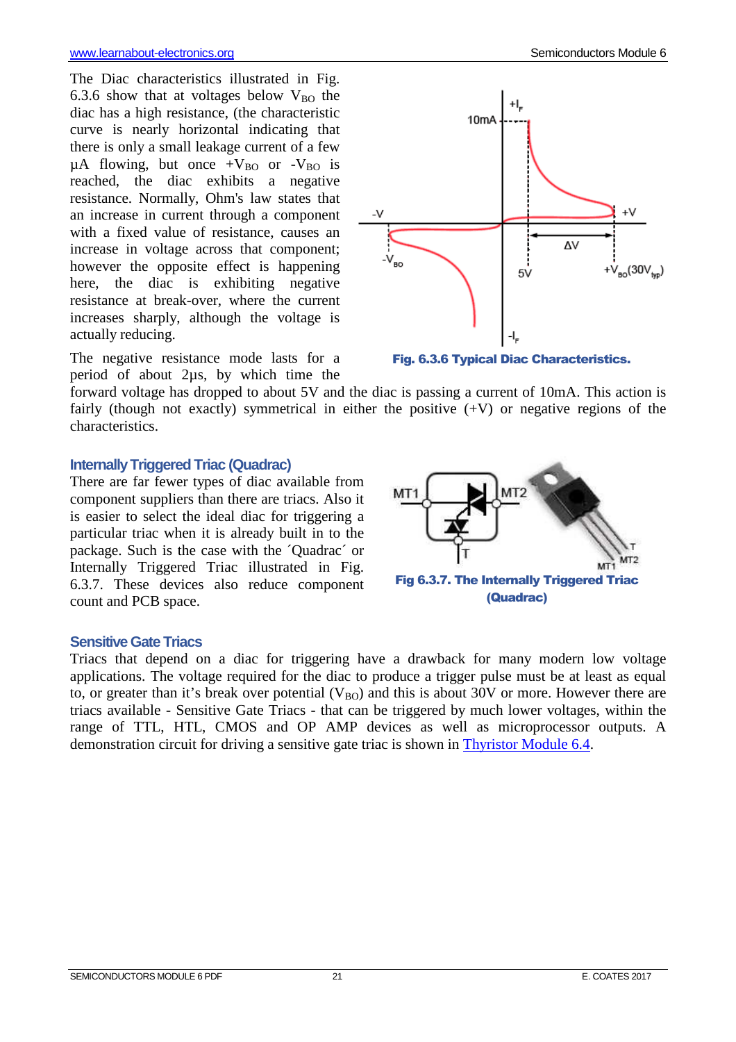The Diac characteristics illustrated in Fig. 6.3.6 show that at voltages below $V_{BO}$ the diac has a high resistance, (the characteristic curve is nearly horizontal indicating that there is only a small leakage current of a few µA flowing, but once $+V_{BO}$ or $-V_{BO}$ is reached, the diac exhibits a negative resistance. Normally, Ohm's law states that an increase in current through a component with a fixed value of resistance, causes an increase in voltage across that component; however the opposite effect is happening here, the diac is exhibiting negative resistance at break-over, where the current increases sharply, although the voltage is actually reducing.

**Fig. 6.3.6 Typical Diac Characteristics.**

The negative resistance mode lasts for a period of about 2µs, by which time the forward voltage has dropped to about 5V and the diac is passing a current of 10mA. This action is fairly (though not exactly) symmetrical in either the positive (+V) or negative regions of the characteristics.

## Internally Triggered Triac (Quadrac)

There are far fewer types of diac available from component suppliers than there are triacs. Also it is easier to select the ideal diac for triggering a particular triac when it is already built in to the package. Such is the case with the ´Quadrac´ or Internally Triggered Triac illustrated in Fig. 6.3.7. These devices also reduce component count and PCB space.

**Fig 6.3.7. The Internally Triggered Triac (Quadrac)**

## Sensitive Gate Triacs

Triacs that depend on a diac for triggering have a drawback for many modern low voltage applications. The voltage required for the diac to produce a trigger pulse must be at least as equal to, or greater than it's break over potential ($V_{BO}$) and this is about 30V or more. However there are triacs available - Sensitive Gate Triacs - that can be triggered by much lower voltages, within the range of TTL, HTL, CMOS and OP AMP devices as well as microprocessor outputs. A demonstration circuit for driving a sensitive gate triac is shown in Thyristor Module 6.4.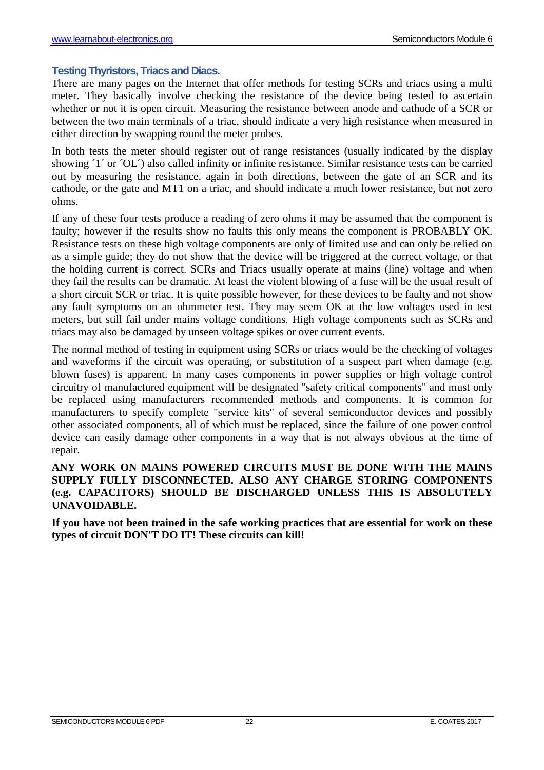### Testing Thyristors, Triacs and Diacs.

There are many pages on the Internet that offer methods for testing SCRs and triacs using a multi meter. They basically involve checking the resistance of the device being tested to ascertain whether or not it is open circuit. Measuring the resistance between anode and cathode of a SCR or between the two main terminals of a triac, should indicate a very high resistance when measured in either direction by swapping round the meter probes.

In both tests the meter should register out of range resistances (usually indicated by the display showing ´1´ or ´OL´) also called infinity or infinite resistance. Similar resistance tests can be carried out by measuring the resistance, again in both directions, between the gate of an SCR and its cathode, or the gate and MT1 on a triac, and should indicate a much lower resistance, but not zero ohms.

If any of these four tests produce a reading of zero ohms it may be assumed that the component is faulty; however if the results show no faults this only means the component is PROBABLY OK. Resistance tests on these high voltage components are only of limited use and can only be relied on as a simple guide; they do not show that the device will be triggered at the correct voltage, or that the holding current is correct. SCRs and Triacs usually operate at mains (line) voltage and when they fail the results can be dramatic. At least the violent blowing of a fuse will be the usual result of a short circuit SCR or triac. It is quite possible however, for these devices to be faulty and not show any fault symptoms on an ohmmeter test. They may seem OK at the low voltages used in test meters, but still fail under mains voltage conditions. High voltage components such as SCRs and triacs may also be damaged by unseen voltage spikes or over current events.

The normal method of testing in equipment using SCRs or triacs would be the checking of voltages and waveforms if the circuit was operating, or substitution of a suspect part when damage (e.g. blown fuses) is apparent. In many cases components in power supplies or high voltage control circuitry of manufactured equipment will be designated "safety critical components" and must only be replaced using manufacturers recommended methods and components. It is common for manufacturers to specify complete "service kits" of several semiconductor devices and possibly other associated components, all of which must be replaced, since the failure of one power control device can easily damage other components in a way that is not always obvious at the time of repair.

**ANY WORK ON MAINS POWERED CIRCUITS MUST BE DONE WITH THE MAINS SUPPLY FULLY DISCONNECTED. ALSO ANY CHARGE STORING COMPONENTS (e.g. CAPACITORS) SHOULD BE DISCHARGED UNLESS THIS IS ABSOLUTELY UNAVOIDABLE.**

**If you have not been trained in the safe working practices that are essential for work on these types of circuit DON'T DO IT! These circuits can kill!**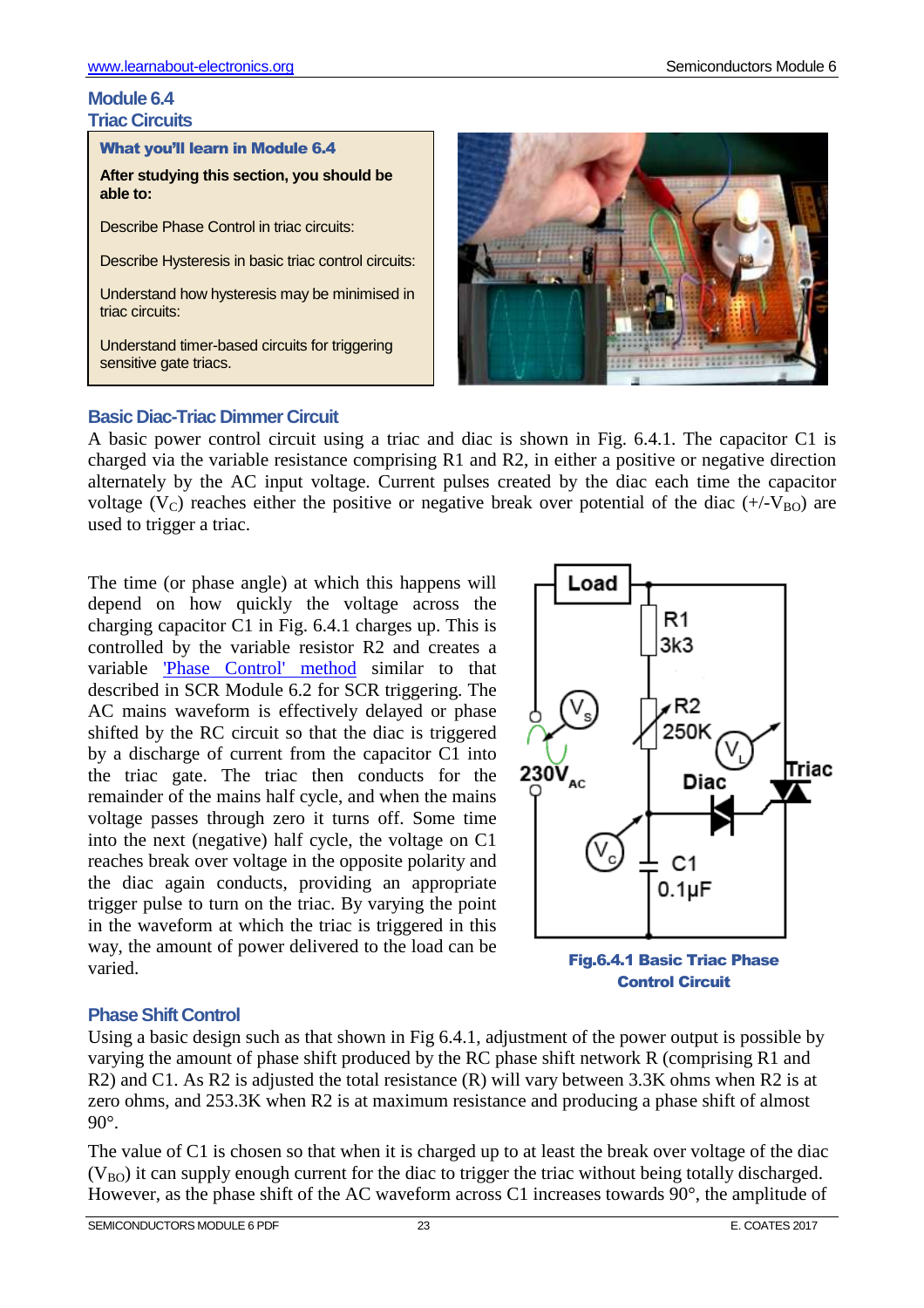# Module 6.4

## Triac Circuits

**What you'll learn in Module 6.4**

**After studying this section, you should be able to:**

Describe Phase Control in triac circuits:

Describe Hysteresis in basic triac control circuits:

Understand how hysteresis may be minimised in triac circuits:

Understand timer-based circuits for triggering sensitive gate triacs.

### Basic Diac-Triac Dimmer Circuit

A basic power control circuit using a triac and diac is shown in Fig. 6.4.1. The capacitor C1 is charged via the variable resistance comprising R1 and R2, in either a positive or negative direction alternately by the AC input voltage. Current pulses created by the diac each time the capacitor voltage ($V_C$) reaches either the positive or negative break over potential of the diac ($+/-V_{BO}$) are used to trigger a triac.

The time (or phase angle) at which this happens will depend on how quickly the voltage across the charging capacitor C1 in Fig. 6.4.1 charges up. This is controlled by the variable resistor R2 and creates a variable 'Phase Control' method similar to that described in SCR Module 6.2 for SCR triggering. The AC mains waveform is effectively delayed or phase shifted by the RC circuit so that the diac is triggered by a discharge of current from the capacitor C1 into the triac gate. The triac then conducts for the remainder of the mains half cycle, and when the mains voltage passes through zero it turns off. Some time into the next (negative) half cycle, the voltage on C1 reaches break over voltage in the opposite polarity and the diac again conducts, providing an appropriate trigger pulse to turn on the triac. By varying the point in the waveform at which the triac is triggered in this way, the amount of power delivered to the load can be varied.

**Fig.6.4.1 Basic Triac Phase Control Circuit**

### Phase Shift Control

Using a basic design such as that shown in Fig 6.4.1, adjustment of the power output is possible by varying the amount of phase shift produced by the RC phase shift network R (comprising R1 and R2) and C1. As R2 is adjusted the total resistance (R) will vary between 3.3K ohms when R2 is at zero ohms, and 253.3K when R2 is at maximum resistance and producing a phase shift of almost 90°.

The value of C1 is chosen so that when it is charged up to at least the break over voltage of the diac ($V_{BO}$) it can supply enough current for the diac to trigger the triac without being totally discharged. However, as the phase shift of the AC waveform across C1 increases towards 90°, the amplitude of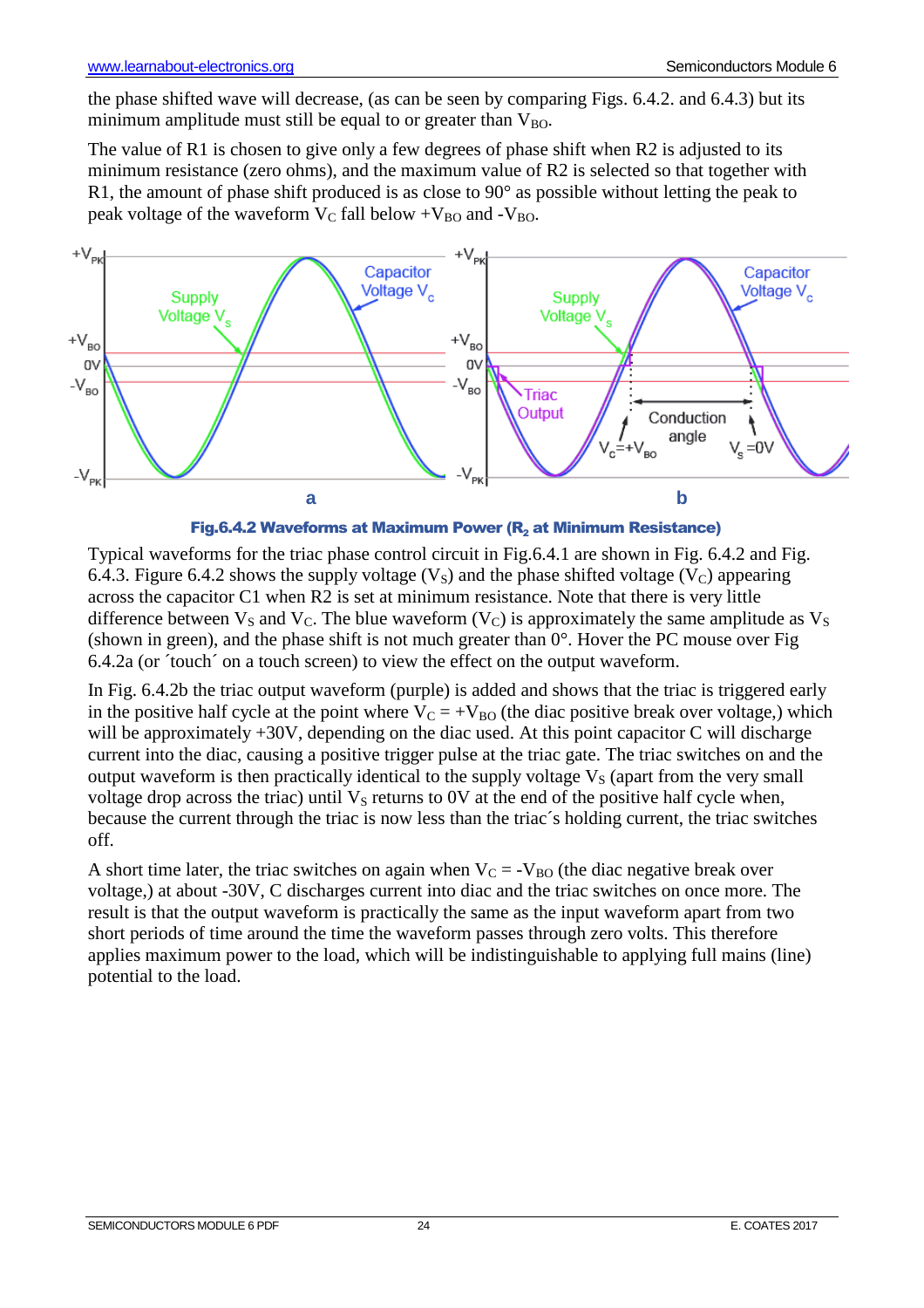the phase shifted wave will decrease, (as can be seen by comparing Figs. 6.4.2. and 6.4.3) but its minimum amplitude must still be equal to or greater than $V_{BO}$.

The value of R1 is chosen to give only a few degrees of phase shift when R2 is adjusted to its minimum resistance (zero ohms), and the maximum value of R2 is selected so that together with R1, the amount of phase shift produced is as close to 90° as possible without letting the peak to peak voltage of the waveform $V_C$ fall below $+V_{BO}$ and $-V_{BO}$.

**Fig.6.4.2 Waveforms at Maximum Power ($R_2$ at Minimum Resistance)**

Typical waveforms for the triac phase control circuit in Fig.6.4.1 are shown in Fig. 6.4.2 and Fig. 6.4.3. Figure 6.4.2 shows the supply voltage ($V_S$) and the phase shifted voltage ($V_C$) appearing across the capacitor C1 when R2 is set at minimum resistance. Note that there is very little difference between $V_S$ and $V_C$. The blue waveform ($V_C$) is approximately the same amplitude as $V_S$ (shown in green), and the phase shift is not much greater than 0°. Hover the PC mouse over Fig 6.4.2a (or ´touch´ on a touch screen) to view the effect on the output waveform.

In Fig. 6.4.2b the triac output waveform (purple) is added and shows that the triac is triggered early in the positive half cycle at the point where $V_C = +V_{BO}$ (the diac positive break over voltage,) which will be approximately +30V, depending on the diac used. At this point capacitor C will discharge current into the diac, causing a positive trigger pulse at the triac gate. The triac switches on and the output waveform is then practically identical to the supply voltage $V_S$ (apart from the very small voltage drop across the triac) until $V_S$ returns to 0V at the end of the positive half cycle when, because the current through the triac is now less than the triac´s holding current, the triac switches off.

A short time later, the triac switches on again when $V_C = -V_{BO}$ (the diac negative break over voltage,) at about -30V, C discharges current into diac and the triac switches on once more. The result is that the output waveform is practically the same as the input waveform apart from two short periods of time around the time the waveform passes through zero volts. This therefore applies maximum power to the load, which will be indistinguishable to applying full mains (line) potential to the load.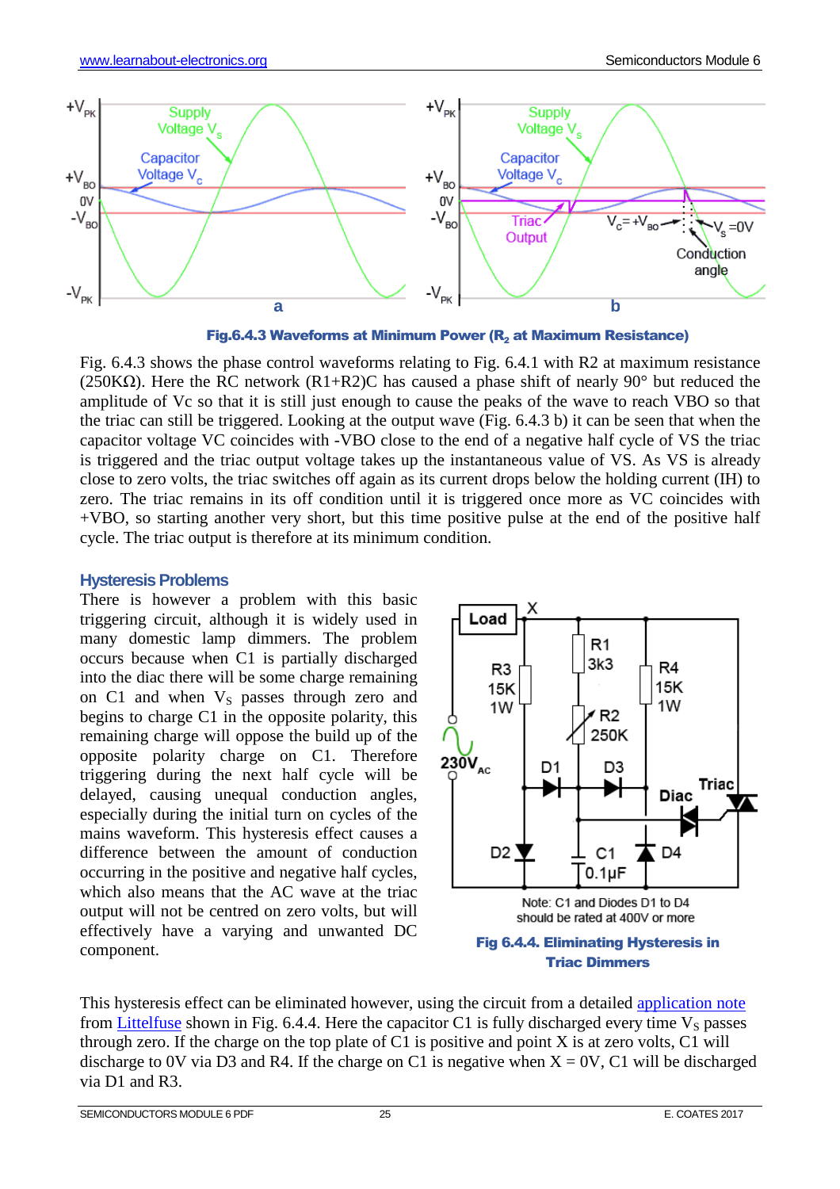Fig.6.4.3 Waveforms at Minimum Power ($R_2$ at Maximum Resistance)

Fig. 6.4.3 shows the phase control waveforms relating to Fig. 6.4.1 with R2 at maximum resistance (250KΩ). Here the RC network (R1+R2)C has caused a phase shift of nearly 90° but reduced the amplitude of Vc so that it is still just enough to cause the peaks of the wave to reach VBO so that the triac can still be triggered. Looking at the output wave (Fig. 6.4.3 b) it can be seen that when the capacitor voltage VC coincides with -VBO close to the end of a negative half cycle of VS the triac is triggered and the triac output voltage takes up the instantaneous value of VS. As VS is already close to zero volts, the triac switches off again as its current drops below the holding current (IH) to zero. The triac remains in its off condition until it is triggered once more as VC coincides with +VBO, so starting another very short, but this time positive pulse at the end of the positive half cycle. The triac output is therefore at its minimum condition.

## Hysteresis Problems

There is however a problem with this basic triggering circuit, although it is widely used in many domestic lamp dimmers. The problem occurs because when C1 is partially discharged into the diac there will be some charge remaining on C1 and when $V_S$ passes through zero and begins to charge C1 in the opposite polarity, this remaining charge will oppose the build up of the opposite polarity charge on C1. Therefore triggering during the next half cycle will be delayed, causing unequal conduction angles, especially during the initial turn on cycles of the mains waveform. This hysteresis effect causes a difference between the amount of conduction occurring in the positive and negative half cycles, which also means that the AC wave at the triac output will not be centred on zero volts, but will effectively have a varying and unwanted DC component.

Note: C1 and Diodes D1 to D4 should be rated at 400V or more

Fig 6.4.4. Eliminating Hysteresis in Triac Dimmers

This hysteresis effect can be eliminated however, using the circuit from a detailed application note from Littelfuse shown in Fig. 6.4.4. Here the capacitor C1 is fully discharged every time $V_S$ passes through zero. If the charge on the top plate of C1 is positive and point X is at zero volts, C1 will discharge to 0V via D3 and R4. If the charge on C1 is negative when X = 0V, C1 will be discharged via D1 and R3.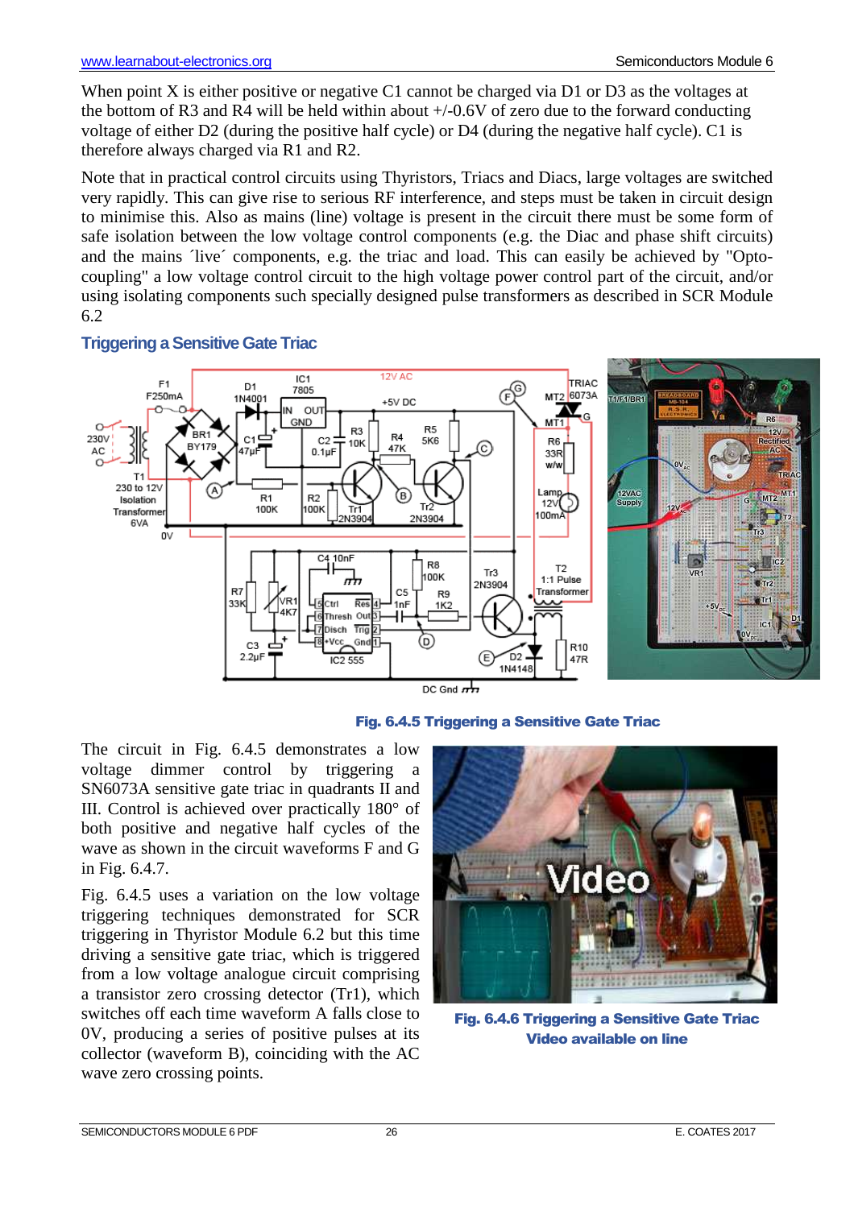When point X is either positive or negative C1 cannot be charged via D1 or D3 as the voltages at the bottom of R3 and R4 will be held within about +/-0.6V of zero due to the forward conducting voltage of either D2 (during the positive half cycle) or D4 (during the negative half cycle). C1 is therefore always charged via R1 and R2.

Note that in practical control circuits using Thyristors, Triacs and Diacs, large voltages are switched very rapidly. This can give rise to serious RF interference, and steps must be taken in circuit design to minimise this. Also as mains (line) voltage is present in the circuit there must be some form of safe isolation between the low voltage control components (e.g. the Diac and phase shift circuits) and the mains ´live´ components, e.g. the triac and load. This can easily be achieved by "Opto-coupling" a low voltage control circuit to the high voltage power control part of the circuit, and/or using isolating components such specially designed pulse transformers as described in SCR Module 6.2

## Triggering a Sensitive Gate Triac

Fig. 6.4.5 Triggering a Sensitive Gate Triac

The circuit in Fig. 6.4.5 demonstrates a low voltage dimmer control by triggering a SN6073A sensitive gate triac in quadrants II and III. Control is achieved over practically 180° of both positive and negative half cycles of the wave as shown in the circuit waveforms F and G in Fig. 6.4.7.

Fig. 6.4.5 uses a variation on the low voltage triggering techniques demonstrated for SCR triggering in Thyristor Module 6.2 but this time driving a sensitive gate triac, which is triggered from a low voltage analogue circuit comprising a transistor zero crossing detector (Tr1), which switches off each time waveform A falls close to 0V, producing a series of positive pulses at its collector (waveform B), coinciding with the AC wave zero crossing points.

**Fig. 6.4.6 Triggering a Sensitive Gate Triac**
**Video available on line**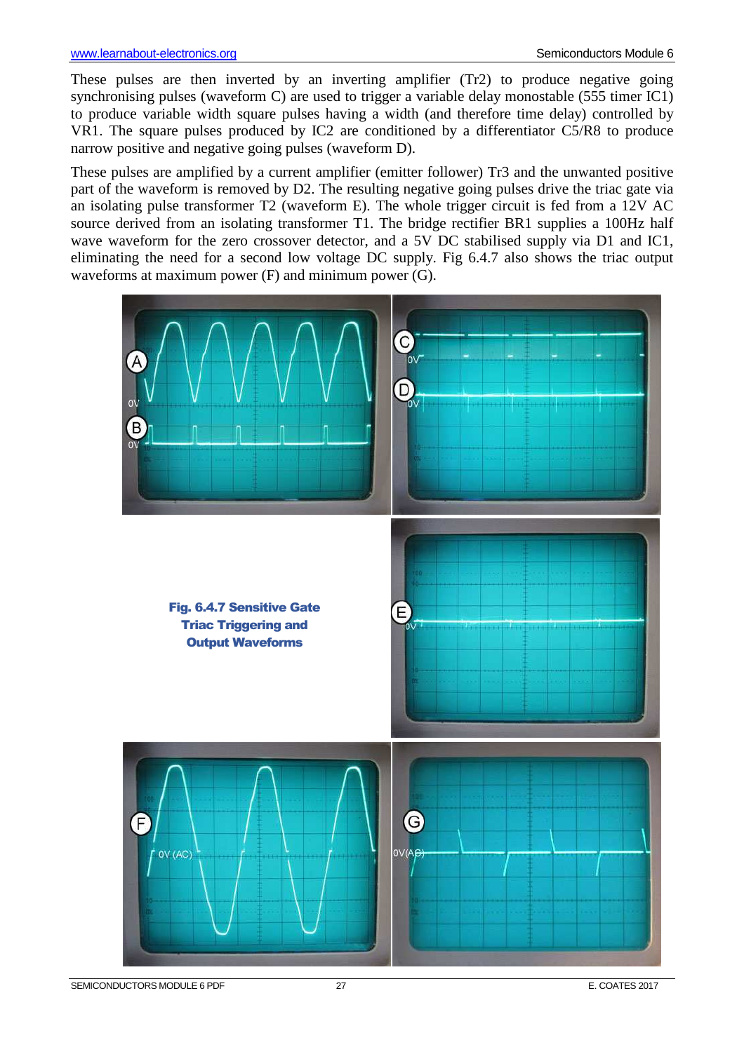These pulses are then inverted by an inverting amplifier (Tr2) to produce negative going synchronising pulses (waveform C) are used to trigger a variable delay monostable (555 timer IC1) to produce variable width square pulses having a width (and therefore time delay) controlled by VR1. The square pulses produced by IC2 are conditioned by a differentiator C5/R8 to produce narrow positive and negative going pulses (waveform D).

These pulses are amplified by a current amplifier (emitter follower) Tr3 and the unwanted positive part of the waveform is removed by D2. The resulting negative going pulses drive the triac gate via an isolating pulse transformer T2 (waveform E). The whole trigger circuit is fed from a 12V AC source derived from an isolating transformer T1. The bridge rectifier BR1 supplies a 100Hz half wave waveform for the zero crossover detector, and a 5V DC stabilised supply via D1 and IC1, eliminating the need for a second low voltage DC supply. Fig 6.4.7 also shows the triac output waveforms at maximum power (F) and minimum power (G).

**Fig. 6.4.7 Sensitive Gate Triac Triggering and Output Waveforms**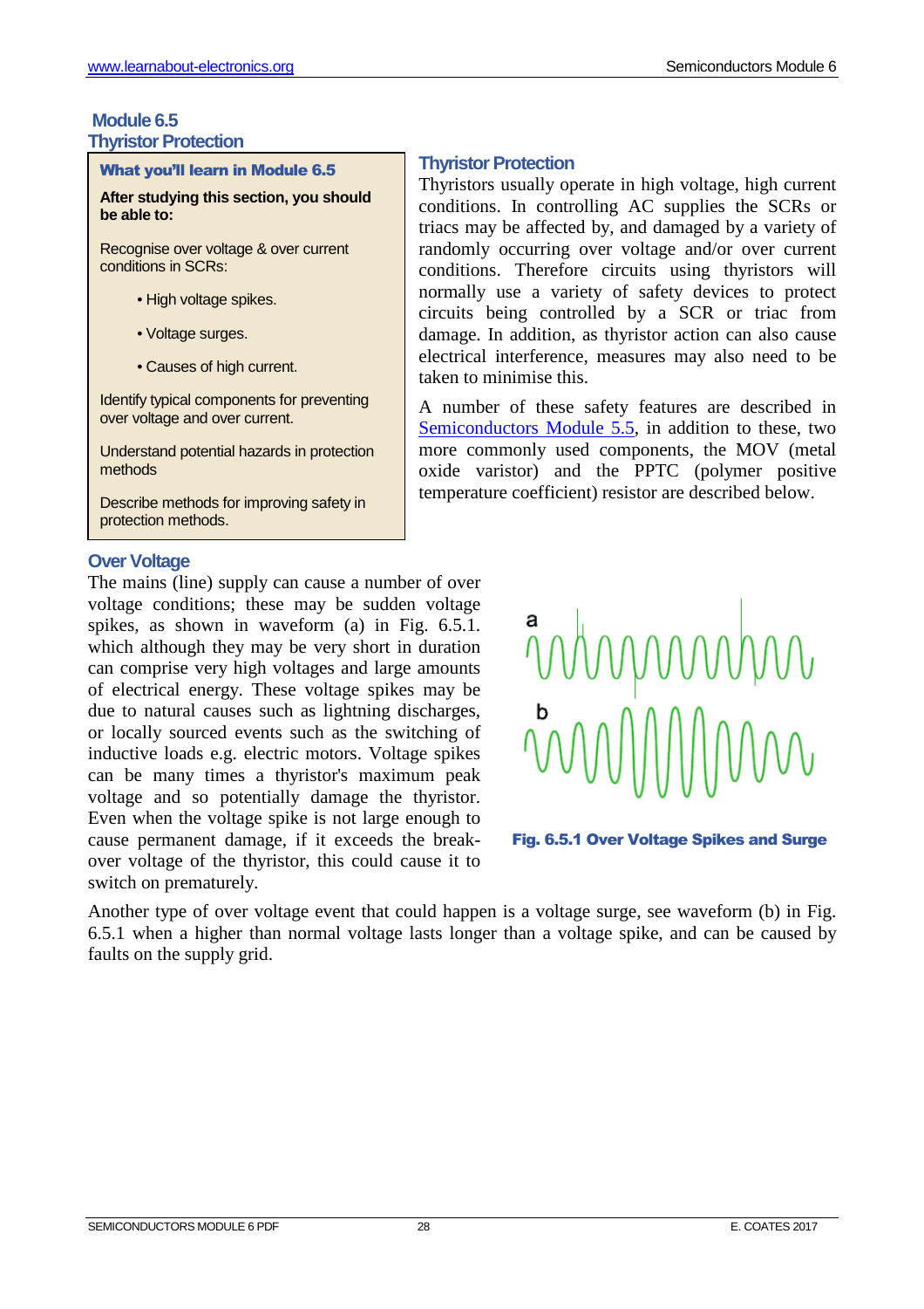## Module 6.5
## Thyristor Protection

### What you'll learn in Module 6.5

**After studying this section, you should be able to:**

Recognise over voltage & over current conditions in SCRs:

- High voltage spikes.
- Voltage surges.
- Causes of high current.

Identify typical components for preventing over voltage and over current.

Understand potential hazards in protection methods

Describe methods for improving safety in protection methods.

### Thyristor Protection

Thyristors usually operate in high voltage, high current conditions. In controlling AC supplies the SCRs or triacs may be affected by, and damaged by a variety of randomly occurring over voltage and/or over current conditions. Therefore circuits using thyristors will normally use a variety of safety devices to protect circuits being controlled by a SCR or triac from damage. In addition, as thyristor action can also cause electrical interference, measures may also need to be taken to minimise this.

A number of these safety features are described in [Semiconductors Module 5.5](), in addition to these, two more commonly used components, the MOV (metal oxide varistor) and the PPTC (polymer positive temperature coefficient) resistor are described below.

### Over Voltage

The mains (line) supply can cause a number of over voltage conditions; these may be sudden voltage spikes, as shown in waveform (a) in Fig. 6.5.1. which although they may be very short in duration can comprise very high voltages and large amounts of electrical energy. These voltage spikes may be due to natural causes such as lightning discharges, or locally sourced events such as the switching of inductive loads e.g. electric motors. Voltage spikes can be many times a thyristor's maximum peak voltage and so potentially damage the thyristor. Even when the voltage spike is not large enough to cause permanent damage, if it exceeds the break-over voltage of the thyristor, this could cause it to switch on prematurely.

**Fig. 6.5.1 Over Voltage Spikes and Surge**

Another type of over voltage event that could happen is a voltage surge, see waveform (b) in Fig. 6.5.1 when a higher than normal voltage lasts longer than a voltage spike, and can be caused by faults on the supply grid.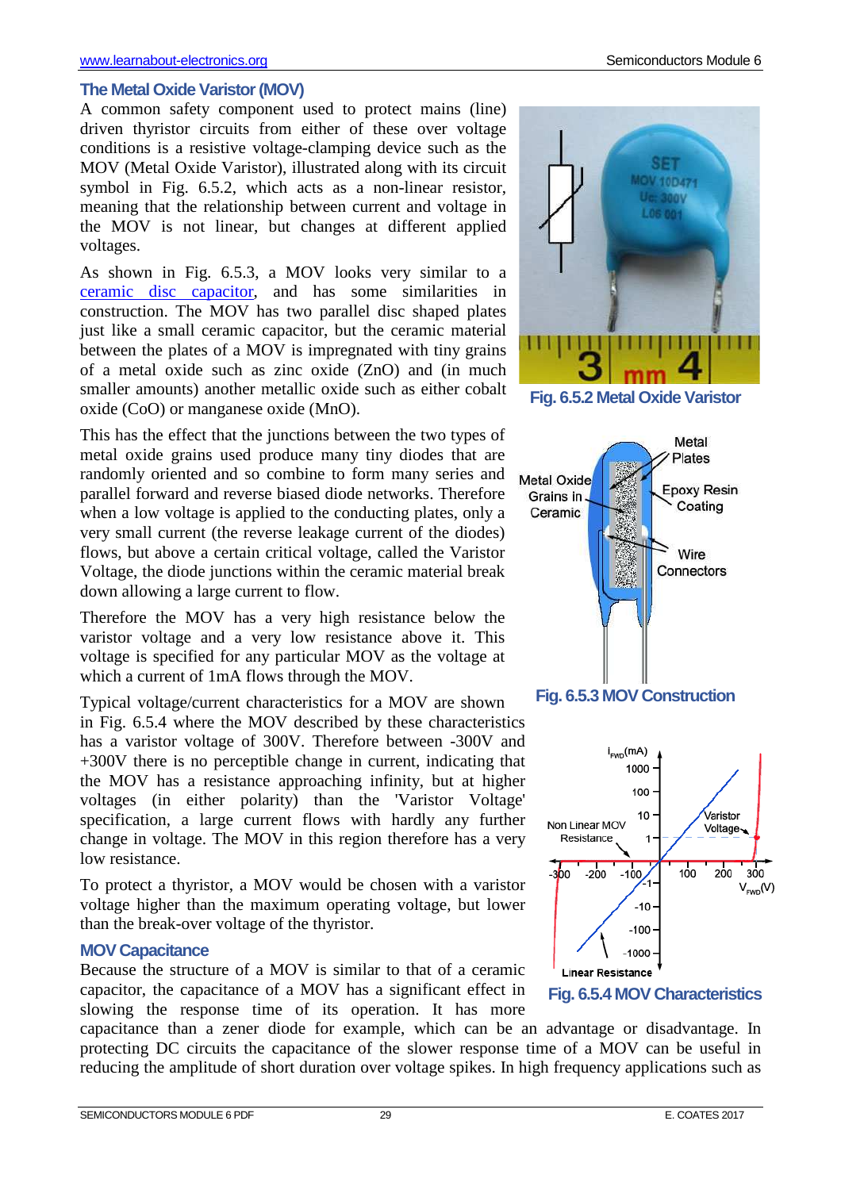## The Metal Oxide Varistor (MOV)

A common safety component used to protect mains (line) driven thyristor circuits from either of these over voltage conditions is a resistive voltage-clamping device such as the MOV (Metal Oxide Varistor), illustrated along with its circuit symbol in Fig. 6.5.2, which acts as a non-linear resistor, meaning that the relationship between current and voltage in the MOV is not linear, but changes at different applied voltages.

As shown in Fig. 6.5.3, a MOV looks very similar to a ceramic disc capacitor, and has some similarities in construction. The MOV has two parallel disc shaped plates just like a small ceramic capacitor, but the ceramic material between the plates of a MOV is impregnated with tiny grains of a metal oxide such as zinc oxide (ZnO) and (in much smaller amounts) another metallic oxide such as either cobalt oxide (CoO) or manganese oxide (MnO).

Fig. 6.5.2 Metal Oxide Varistor

This has the effect that the junctions between the two types of metal oxide grains used produce many tiny diodes that are randomly oriented and so combine to form many series and parallel forward and reverse biased diode networks. Therefore when a low voltage is applied to the conducting plates, only a very small current (the reverse leakage current of the diodes) flows, but above a certain critical voltage, called the Varistor Voltage, the diode junctions within the ceramic material break down allowing a large current to flow.

Therefore the MOV has a very high resistance below the varistor voltage and a very low resistance above it. This voltage is specified for any particular MOV as the voltage at which a current of 1mA flows through the MOV.

Fig. 6.5.3 MOV Construction

Typical voltage/current characteristics for a MOV are shown in Fig. 6.5.4 where the MOV described by these characteristics has a varistor voltage of 300V. Therefore between -300V and +300V there is no perceptible change in current, indicating that the MOV has a resistance approaching infinity, but at higher voltages (in either polarity) than the 'Varistor Voltage' specification, a large current flows with hardly any further change in voltage. The MOV in this region therefore has a very low resistance.

To protect a thyristor, a MOV would be chosen with a varistor voltage higher than the maximum operating voltage, but lower than the break-over voltage of the thyristor.

Fig. 6.5.4 MOV Characteristics

## MOV Capacitance

Because the structure of a MOV is similar to that of a ceramic capacitor, the capacitance of a MOV has a significant effect in slowing the response time of its operation. It has more capacitance than a zener diode for example, which can be an advantage or disadvantage. In protecting DC circuits the capacitance of the slower response time of a MOV can be useful in reducing the amplitude of short duration over voltage spikes. In high frequency applications such as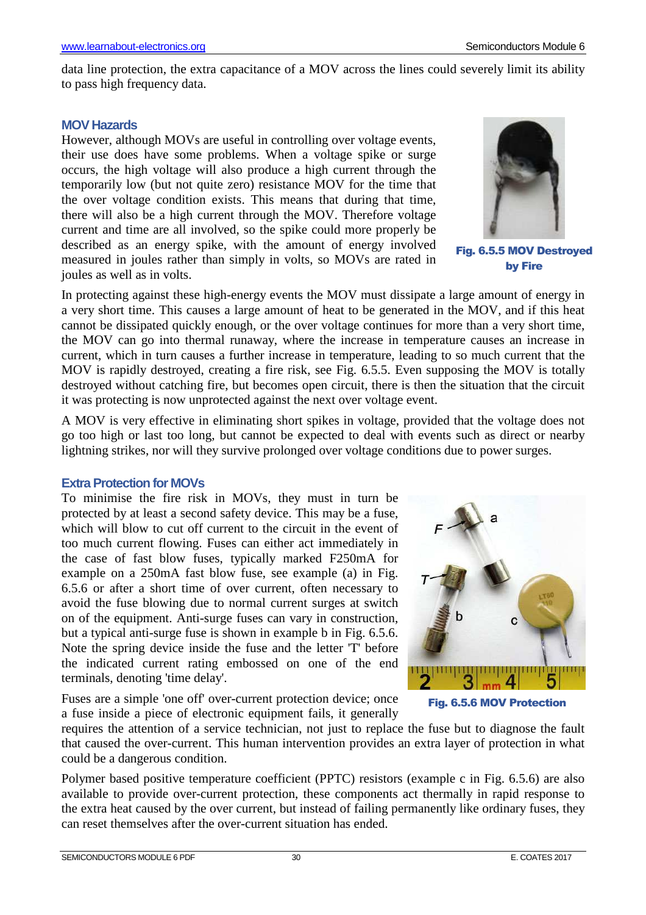data line protection, the extra capacitance of a MOV across the lines could severely limit its ability to pass high frequency data.

### MOV Hazards

However, although MOVs are useful in controlling over voltage events, their use does have some problems. When a voltage spike or surge occurs, the high voltage will also produce a high current through the temporarily low (but not quite zero) resistance MOV for the time that the over voltage condition exists. This means that during that time, there will also be a high current through the MOV. Therefore voltage current and time are all involved, so the spike could more properly be described as an energy spike, with the amount of energy involved measured in joules rather than simply in volts, so MOVs are rated in joules as well as in volts.

**Fig. 6.5.5 MOV Destroyed by Fire**

In protecting against these high-energy events the MOV must dissipate a large amount of energy in a very short time. This causes a large amount of heat to be generated in the MOV, and if this heat cannot be dissipated quickly enough, or the over voltage continues for more than a very short time, the MOV can go into thermal runaway, where the increase in temperature causes an increase in current, which in turn causes a further increase in temperature, leading to so much current that the MOV is rapidly destroyed, creating a fire risk, see Fig. 6.5.5. Even supposing the MOV is totally destroyed without catching fire, but becomes open circuit, there is then the situation that the circuit it was protecting is now unprotected against the next over voltage event.

A MOV is very effective in eliminating short spikes in voltage, provided that the voltage does not go too high or last too long, but cannot be expected to deal with events such as direct or nearby lightning strikes, nor will they survive prolonged over voltage conditions due to power surges.

### Extra Protection for MOVs

To minimise the fire risk in MOVs, they must in turn be protected by at least a second safety device. This may be a fuse, which will blow to cut off current to the circuit in the event of too much current flowing. Fuses can either act immediately in the case of fast blow fuses, typically marked F250mA for example on a 250mA fast blow fuse, see example (a) in Fig. 6.5.6 or after a short time of over current, often necessary to avoid the fuse blowing due to normal current surges at switch on of the equipment. Anti-surge fuses can vary in construction, but a typical anti-surge fuse is shown in example b in Fig. 6.5.6. Note the spring device inside the fuse and the letter 'T' before the indicated current rating embossed on one of the end terminals, denoting 'time delay'.

**Fig. 6.5.6 MOV Protection**

Fuses are a simple 'one off' over-current protection device; once a fuse inside a piece of electronic equipment fails, it generally requires the attention of a service technician, not just to replace the fuse but to diagnose the fault that caused the over-current. This human intervention provides an extra layer of protection in what could be a dangerous condition.

Polymer based positive temperature coefficient (PPTC) resistors (example c in Fig. 6.5.6) are also available to provide over-current protection, these components act thermally in rapid response to the extra heat caused by the over current, but instead of failing permanently like ordinary fuses, they can reset themselves after the over-current situation has ended.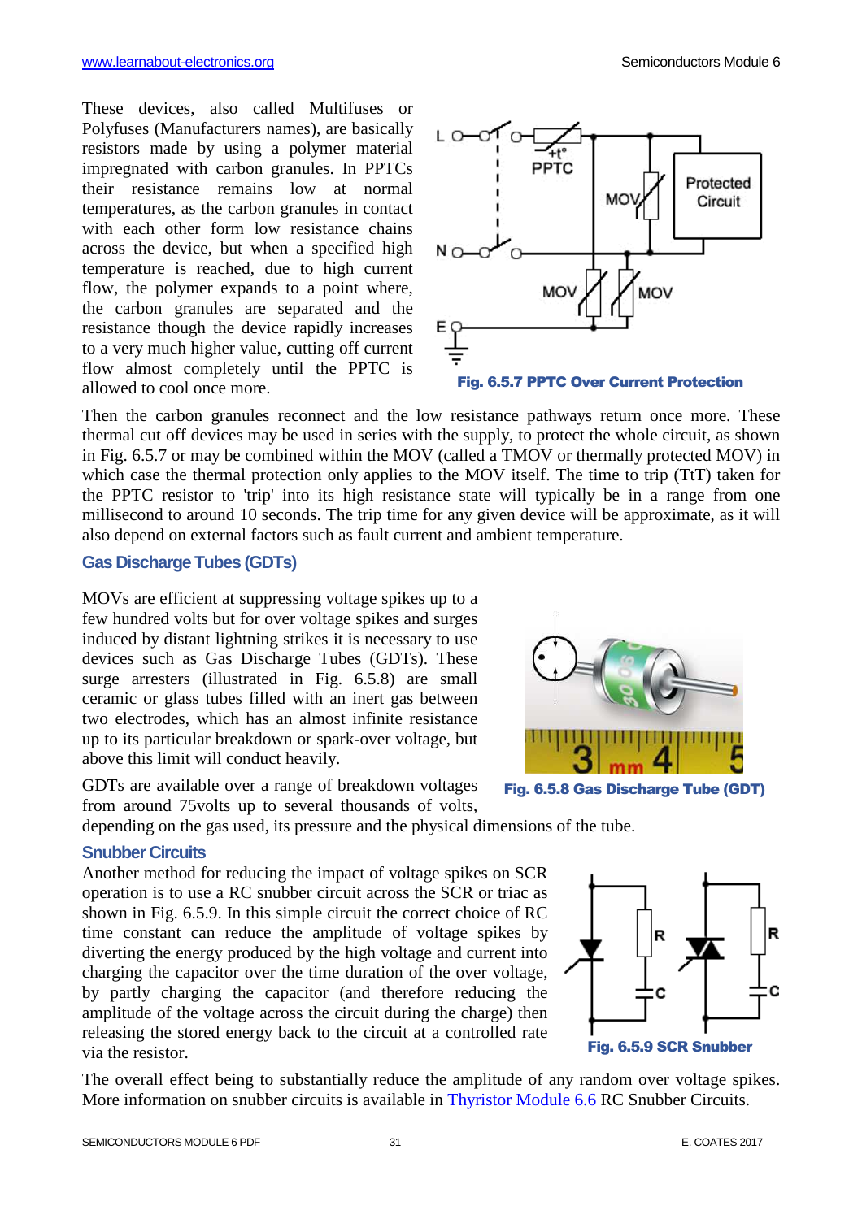These devices, also called Multifuses or Polyfuses (Manufacturers names), are basically resistors made by using a polymer material impregnated with carbon granules. In PPTCs their resistance remains low at normal temperatures, as the carbon granules are in contact with each other form low resistance chains across the device, but when a specified high temperature is reached, due to high current flow, the polymer expands to a point where, the carbon granules are separated and the resistance though the device rapidly increases to a very much higher value, cutting off current flow almost completely until the PPTC is allowed to cool once more.

**Fig. 6.5.7 PPTC Over Current Protection**

Then the carbon granules reconnect and the low resistance pathways return once more. These thermal cut off devices may be used in series with the supply, to protect the whole circuit, as shown in Fig. 6.5.7 or may be combined within the MOV (called a TMOV or thermally protected MOV) in which case the thermal protection only applies to the MOV itself. The time to trip (TtT) taken for the PPTC resistor to 'trip' into its high resistance state will typically be in a range from one millisecond to around 10 seconds. The trip time for any given device will be approximate, as it will also depend on external factors such as fault current and ambient temperature.

## Gas Discharge Tubes (GDTs)

MOVs are efficient at suppressing voltage spikes up to a few hundred volts but for over voltage spikes and surges induced by distant lightning strikes it is necessary to use devices such as Gas Discharge Tubes (GDTs). These surge arresters (illustrated in Fig. 6.5.8) are small ceramic or glass tubes filled with an inert gas between two electrodes, which has an almost infinite resistance up to its particular breakdown or spark-over voltage, but above this limit will conduct heavily.

**Fig. 6.5.8 Gas Discharge Tube (GDT)**

GDTs are available over a range of breakdown voltages from around 75volts up to several thousands of volts, depending on the gas used, its pressure and the physical dimensions of the tube.

## Snubber Circuits

Another method for reducing the impact of voltage spikes on SCR operation is to use a RC snubber circuit across the SCR or triac as shown in Fig. 6.5.9. In this simple circuit the correct choice of RC time constant can reduce the amplitude of voltage spikes by diverting the energy produced by the high voltage and current into charging the capacitor over the time duration of the over voltage, by partly charging the capacitor (and therefore reducing the amplitude of the voltage across the circuit during the charge) then releasing the stored energy back to the circuit at a controlled rate via the resistor.

**Fig. 6.5.9 SCR Snubber**

The overall effect being to substantially reduce the amplitude of any random over voltage spikes. More information on snubber circuits is available in [Thyristor Module 6.6](#) RC Snubber Circuits.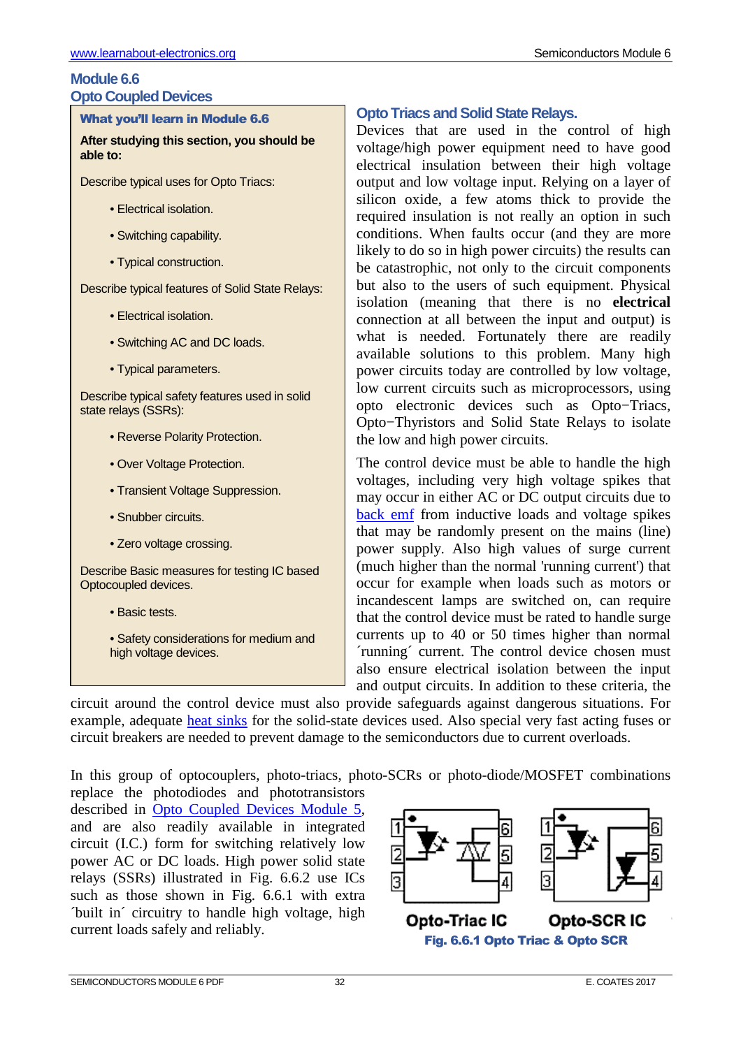# Module 6.6

## Opto Coupled Devices

**What you'll learn in Module 6.6**

**After studying this section, you should be able to:**

Describe typical uses for Opto Triacs:

- Electrical isolation.
- Switching capability.
- Typical construction.

Describe typical features of Solid State Relays:

- Electrical isolation.
- Switching AC and DC loads.
- Typical parameters.

Describe typical safety features used in solid state relays (SSRs):

- Reverse Polarity Protection.
- Over Voltage Protection.
- Transient Voltage Suppression.
- Snubber circuits.
- Zero voltage crossing.

Describe Basic measures for testing IC based Optocoupled devices.

- Basic tests.
- Safety considerations for medium and high voltage devices.

## Opto Triacs and Solid State Relays.

Devices that are used in the control of high voltage/high power equipment need to have good electrical insulation between their high voltage output and low voltage input. Relying on a layer of silicon oxide, a few atoms thick to provide the required insulation is not really an option in such conditions. When faults occur (and they are more likely to do so in high power circuits) the results can be catastrophic, not only to the circuit components but also to the users of such equipment. Physical isolation (meaning that there is no **electrical** connection at all between the input and output) is what is needed. Fortunately there are readily available solutions to this problem. Many high power circuits today are controlled by low voltage, low current circuits such as microprocessors, using opto electronic devices such as Opto−Triacs, Opto−Thyristors and Solid State Relays to isolate the low and high power circuits.

The control device must be able to handle the high voltages, including very high voltage spikes that may occur in either AC or DC output circuits due to back emf from inductive loads and voltage spikes that may be randomly present on the mains (line) power supply. Also high values of surge current (much higher than the normal 'running current') that occur for example when loads such as motors or incandescent lamps are switched on, can require that the control device must be rated to handle surge currents up to 40 or 50 times higher than normal ´running´ current. The control device chosen must also ensure electrical isolation between the input and output circuits. In addition to these criteria, the circuit around the control device must also provide safeguards against dangerous situations. For example, adequate heat sinks for the solid-state devices used. Also special very fast acting fuses or circuit breakers are needed to prevent damage to the semiconductors due to current overloads.

In this group of optocouplers, photo-triacs, photo-SCRs or photo-diode/MOSFET combinations replace the photodiodes and phototransistors described in Opto Coupled Devices Module 5, and are also readily available in integrated circuit (I.C.) form for switching relatively low power AC or DC loads. High power solid state relays (SSRs) illustrated in Fig. 6.6.2 use ICs such as those shown in Fig. 6.6.1 with extra ´built in´ circuitry to handle high voltage, high current loads safely and reliably.

Opto-Triac IC　　Opto-SCR IC

**Fig. 6.6.1 Opto Triac & Opto SCR**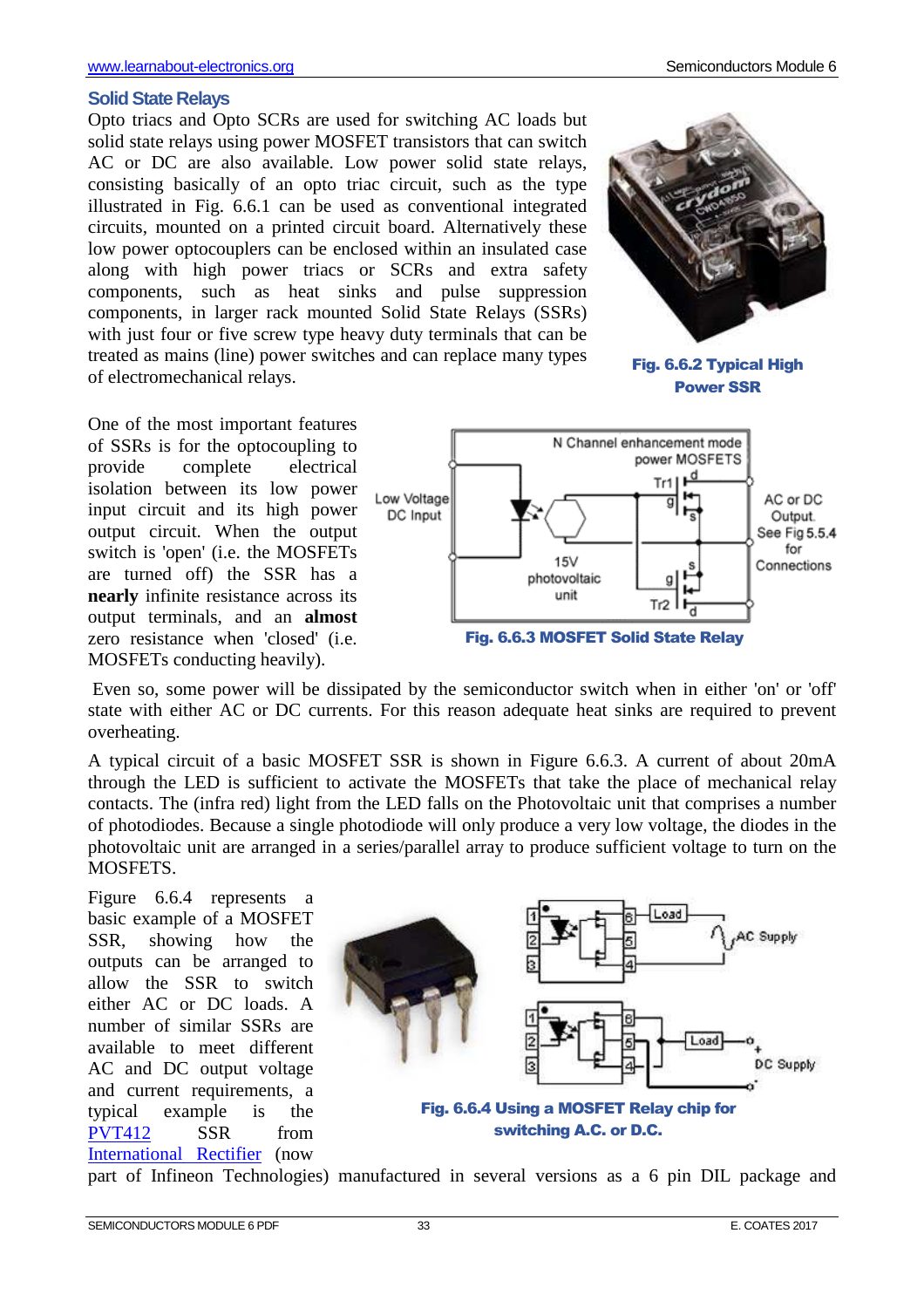## Solid State Relays

Opto triacs and Opto SCRs are used for switching AC loads but solid state relays using power MOSFET transistors that can switch AC or DC are also available. Low power solid state relays, consisting basically of an opto triac circuit, such as the type illustrated in Fig. 6.6.1 can be used as conventional integrated circuits, mounted on a printed circuit board. Alternatively these low power optocouplers can be enclosed within an insulated case along with high power triacs or SCRs and extra safety components, such as heat sinks and pulse suppression components, in larger rack mounted Solid State Relays (SSRs) with just four or five screw type heavy duty terminals that can be treated as mains (line) power switches and can replace many types of electromechanical relays.

**Fig. 6.6.2 Typical High Power SSR**

One of the most important features of SSRs is for the optocoupling to provide complete electrical isolation between its low power input circuit and its high power output circuit. When the output switch is 'open' (i.e. the MOSFETs are turned off) the SSR has a **nearly** infinite resistance across its output terminals, and an **almost** zero resistance when 'closed' (i.e. MOSFETs conducting heavily).

**Fig. 6.6.3 MOSFET Solid State Relay**

Even so, some power will be dissipated by the semiconductor switch when in either 'on' or 'off' state with either AC or DC currents. For this reason adequate heat sinks are required to prevent overheating.

A typical circuit of a basic MOSFET SSR is shown in Figure 6.6.3. A current of about 20mA through the LED is sufficient to activate the MOSFETs that take the place of mechanical relay contacts. The (infra red) light from the LED falls on the Photovoltaic unit that comprises a number of photodiodes. Because a single photodiode will only produce a very low voltage, the diodes in the photovoltaic unit are arranged in a series/parallel array to produce sufficient voltage to turn on the MOSFETS.

Figure 6.6.4 represents a basic example of a MOSFET SSR, showing how the outputs can be arranged to allow the SSR to switch either AC or DC loads. A number of similar SSRs are available to meet different AC and DC output voltage and current requirements, a typical example is the PVT412 SSR from International Rectifier (now part of Infineon Technologies) manufactured in several versions as a 6 pin DIL package and

**Fig. 6.6.4 Using a MOSFET Relay chip for switching A.C. or D.C.**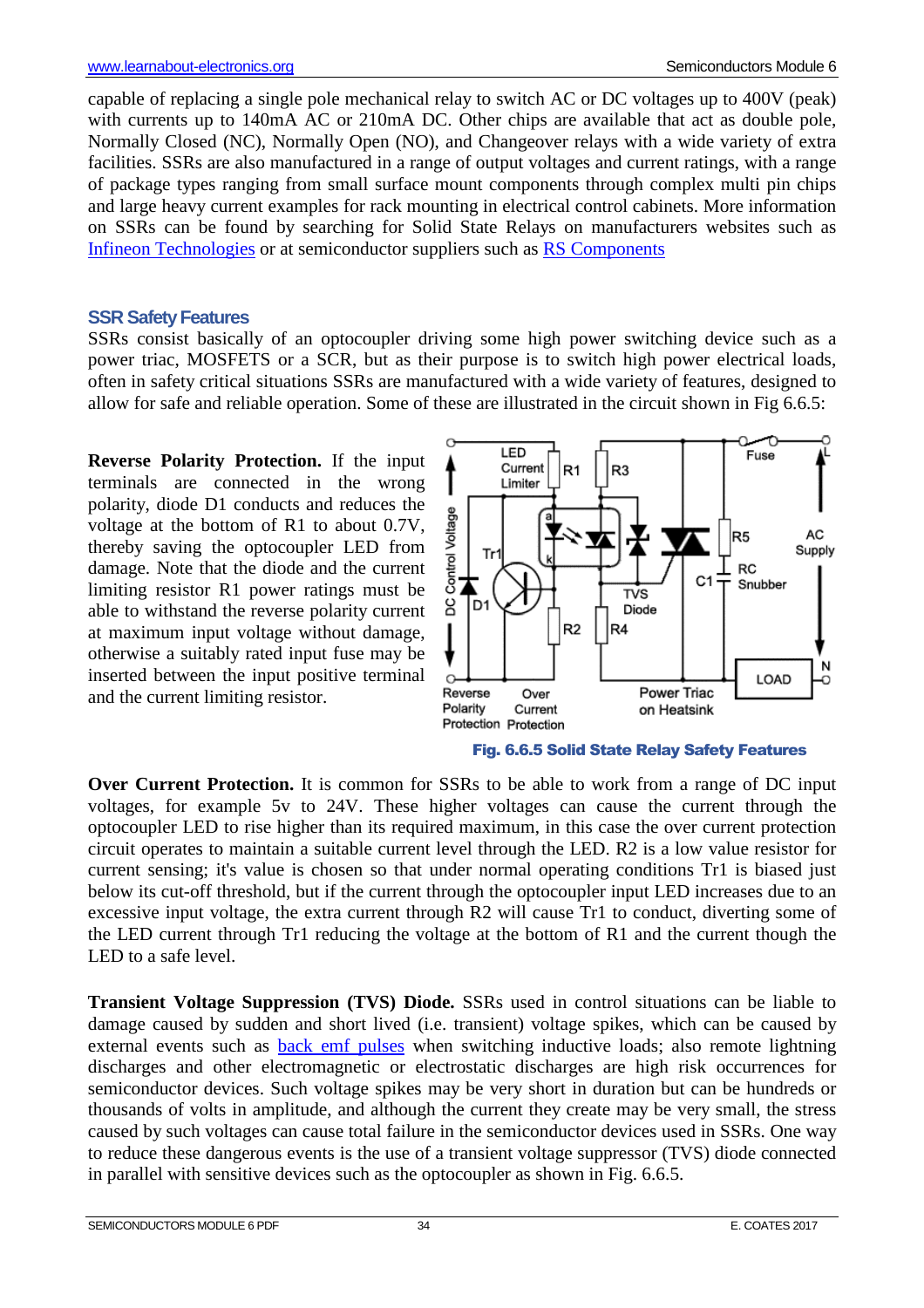capable of replacing a single pole mechanical relay to switch AC or DC voltages up to 400V (peak) with currents up to 140mA AC or 210mA DC. Other chips are available that act as double pole, Normally Closed (NC), Normally Open (NO), and Changeover relays with a wide variety of extra facilities. SSRs are also manufactured in a range of output voltages and current ratings, with a range of package types ranging from small surface mount components through complex multi pin chips and large heavy current examples for rack mounting in electrical control cabinets. More information on SSRs can be found by searching for Solid State Relays on manufacturers websites such as Infineon Technologies or at semiconductor suppliers such as RS Components

### SSR Safety Features

SSRs consist basically of an optocoupler driving some high power switching device such as a power triac, MOSFETS or a SCR, but as their purpose is to switch high power electrical loads, often in safety critical situations SSRs are manufactured with a wide variety of features, designed to allow for safe and reliable operation. Some of these are illustrated in the circuit shown in Fig 6.6.5:

**Reverse Polarity Protection.** If the input terminals are connected in the wrong polarity, diode D1 conducts and reduces the voltage at the bottom of R1 to about 0.7V, thereby saving the optocoupler LED from damage. Note that the diode and the current limiting resistor R1 power ratings must be able to withstand the reverse polarity current at maximum input voltage without damage, otherwise a suitably rated input fuse may be inserted between the input positive terminal and the current limiting resistor.

**Fig. 6.6.5 Solid State Relay Safety Features**

**Over Current Protection.** It is common for SSRs to be able to work from a range of DC input voltages, for example 5v to 24V. These higher voltages can cause the current through the optocoupler LED to rise higher than its required maximum, in this case the over current protection circuit operates to maintain a suitable current level through the LED. R2 is a low value resistor for current sensing; it's value is chosen so that under normal operating conditions Tr1 is biased just below its cut-off threshold, but if the current through the optocoupler input LED increases due to an excessive input voltage, the extra current through R2 will cause Tr1 to conduct, diverting some of the LED current through Tr1 reducing the voltage at the bottom of R1 and the current though the LED to a safe level.

**Transient Voltage Suppression (TVS) Diode.** SSRs used in control situations can be liable to damage caused by sudden and short lived (i.e. transient) voltage spikes, which can be caused by external events such as back emf pulses when switching inductive loads; also remote lightning discharges and other electromagnetic or electrostatic discharges are high risk occurrences for semiconductor devices. Such voltage spikes may be very short in duration but can be hundreds or thousands of volts in amplitude, and although the current they create may be very small, the stress caused by such voltages can cause total failure in the semiconductor devices used in SSRs. One way to reduce these dangerous events is the use of a transient voltage suppressor (TVS) diode connected in parallel with sensitive devices such as the optocoupler as shown in Fig. 6.6.5.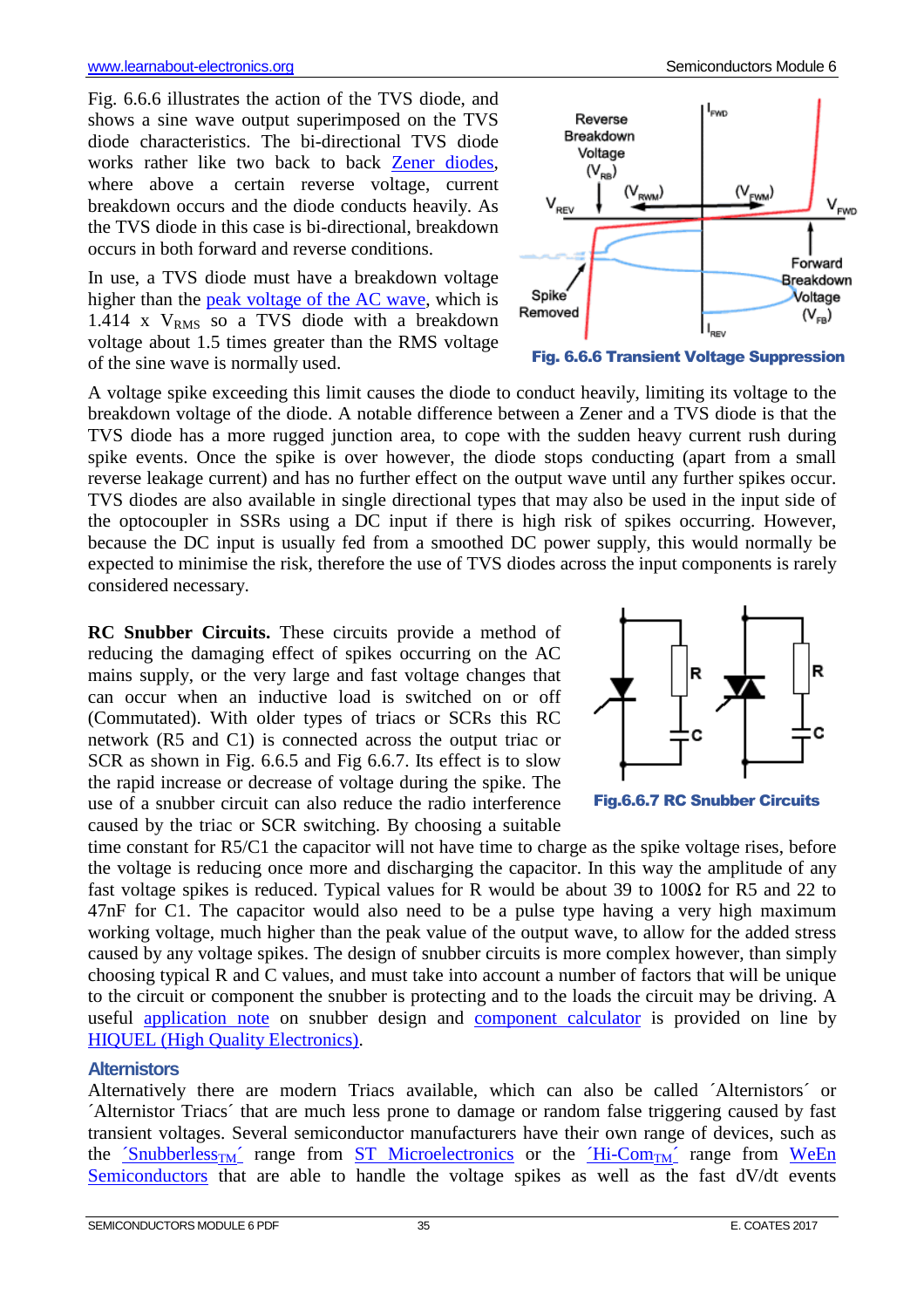Fig. 6.6.6 illustrates the action of the TVS diode, and shows a sine wave output superimposed on the TVS diode characteristics. The bi-directional TVS diode works rather like two back to back Zener diodes, where above a certain reverse voltage, current breakdown occurs and the diode conducts heavily. As the TVS diode in this case is bi-directional, breakdown occurs in both forward and reverse conditions.

In use, a TVS diode must have a breakdown voltage higher than the peak voltage of the AC wave, which is 1.414 x $V_{RMS}$ so a TVS diode with a breakdown voltage about 1.5 times greater than the RMS voltage of the sine wave is normally used.

**Fig. 6.6.6 Transient Voltage Suppression**

A voltage spike exceeding this limit causes the diode to conduct heavily, limiting its voltage to the breakdown voltage of the diode. A notable difference between a Zener and a TVS diode is that the TVS diode has a more rugged junction area, to cope with the sudden heavy current rush during spike events. Once the spike is over however, the diode stops conducting (apart from a small reverse leakage current) and has no further effect on the output wave until any further spikes occur. TVS diodes are also available in single directional types that may also be used in the input side of the optocoupler in SSRs using a DC input if there is high risk of spikes occurring. However, because the DC input is usually fed from a smoothed DC power supply, this would normally be expected to minimise the risk, therefore the use of TVS diodes across the input components is rarely considered necessary.

**RC Snubber Circuits.** These circuits provide a method of reducing the damaging effect of spikes occurring on the AC mains supply, or the very large and fast voltage changes that can occur when an inductive load is switched on or off (Commutated). With older types of triacs or SCRs this RC network (R5 and C1) is connected across the output triac or SCR as shown in Fig. 6.6.5 and Fig 6.6.7. Its effect is to slow the rapid increase or decrease of voltage during the spike. The use of a snubber circuit can also reduce the radio interference caused by the triac or SCR switching. By choosing a suitable time constant for R5/C1 the capacitor will not have time to charge as the spike voltage rises, before the voltage is reducing once more and discharging the capacitor. In this way the amplitude of any fast voltage spikes is reduced. Typical values for R would be about 39 to 100Ω for R5 and 22 to 47nF for C1. The capacitor would also need to be a pulse type having a very high maximum working voltage, much higher than the peak value of the output wave, to allow for the added stress caused by any voltage spikes. The design of snubber circuits is more complex however, than simply choosing typical R and C values, and must take into account a number of factors that will be unique to the circuit or component the snubber is protecting and to the loads the circuit may be driving. A useful application note on snubber design and component calculator is provided on line by HIQUEL (High Quality Electronics).

**Fig.6.6.7 RC Snubber Circuits**

## Alternistors

Alternatively there are modern Triacs available, which can also be called ´Alternistors´ or ´Alternistor Triacs´ that are much less prone to damage or random false triggering caused by fast transient voltages. Several semiconductor manufacturers have their own range of devices, such as the ´Snubberless$_{TM}$´ range from ST Microelectronics or the ´Hi-Com$_{TM}$´ range from WeEn Semiconductors that are able to handle the voltage spikes as well as the fast dV/dt events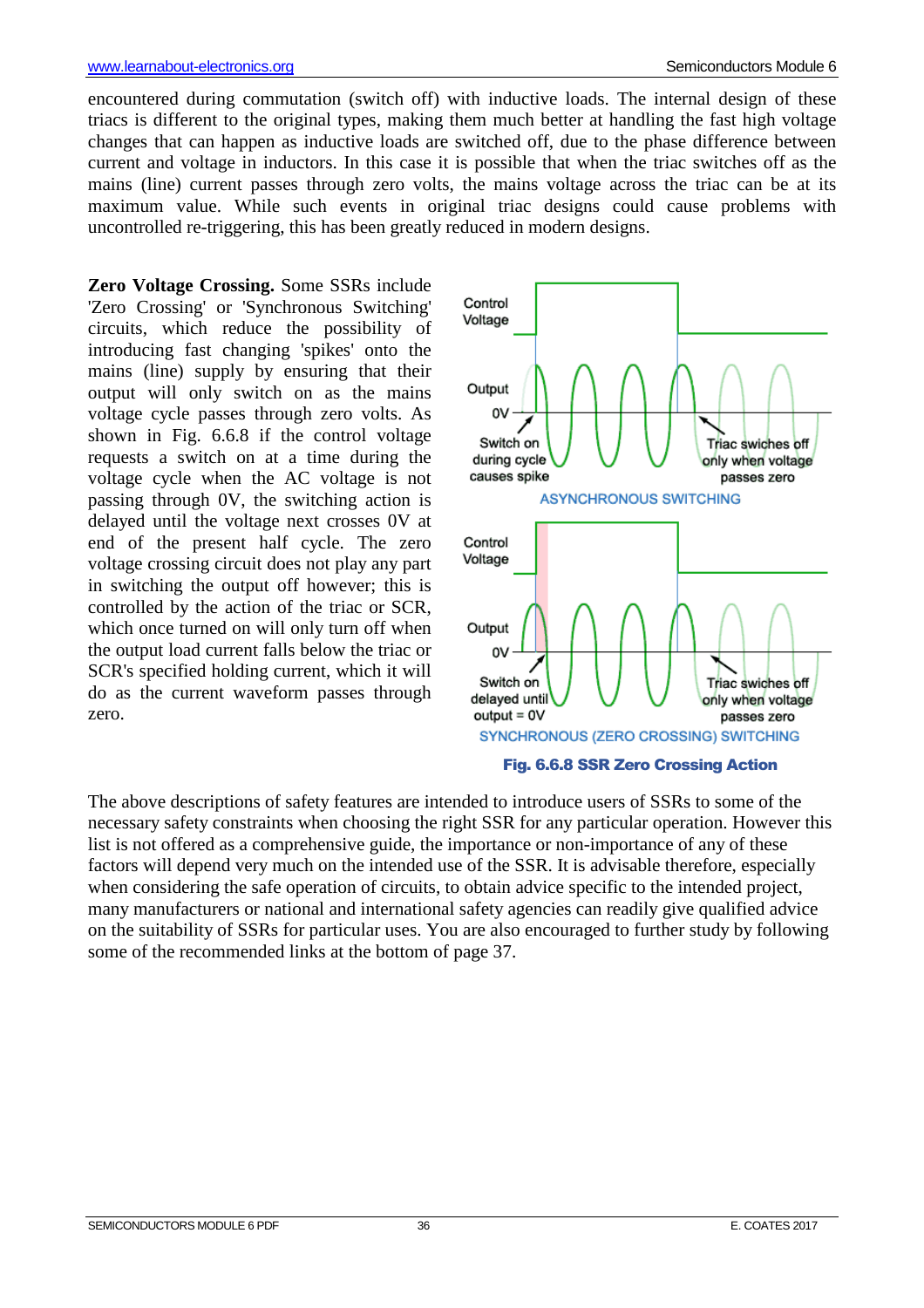encountered during commutation (switch off) with inductive loads. The internal design of these triacs is different to the original types, making them much better at handling the fast high voltage changes that can happen as inductive loads are switched off, due to the phase difference between current and voltage in inductors. In this case it is possible that when the triac switches off as the mains (line) current passes through zero volts, the mains voltage across the triac can be at its maximum value. While such events in original triac designs could cause problems with uncontrolled re-triggering, this has been greatly reduced in modern designs.

**Zero Voltage Crossing.** Some SSRs include 'Zero Crossing' or 'Synchronous Switching' circuits, which reduce the possibility of introducing fast changing 'spikes' onto the mains (line) supply by ensuring that their output will only switch on as the mains voltage cycle passes through zero volts. As shown in Fig. 6.6.8 if the control voltage requests a switch on at a time during the voltage cycle when the AC voltage is not passing through 0V, the switching action is delayed until the voltage next crosses 0V at end of the present half cycle. The zero voltage crossing circuit does not play any part in switching the output off however; this is controlled by the action of the triac or SCR, which once turned on will only turn off when the output load current falls below the triac or SCR's specified holding current, which it will do as the current waveform passes through zero.

**Fig. 6.6.8 SSR Zero Crossing Action**

The above descriptions of safety features are intended to introduce users of SSRs to some of the necessary safety constraints when choosing the right SSR for any particular operation. However this list is not offered as a comprehensive guide, the importance or non-importance of any of these factors will depend very much on the intended use of the SSR. It is advisable therefore, especially when considering the safe operation of circuits, to obtain advice specific to the intended project, many manufacturers or national and international safety agencies can readily give qualified advice on the suitability of SSRs for particular uses. You are also encouraged to further study by following some of the recommended links at the bottom of page 37.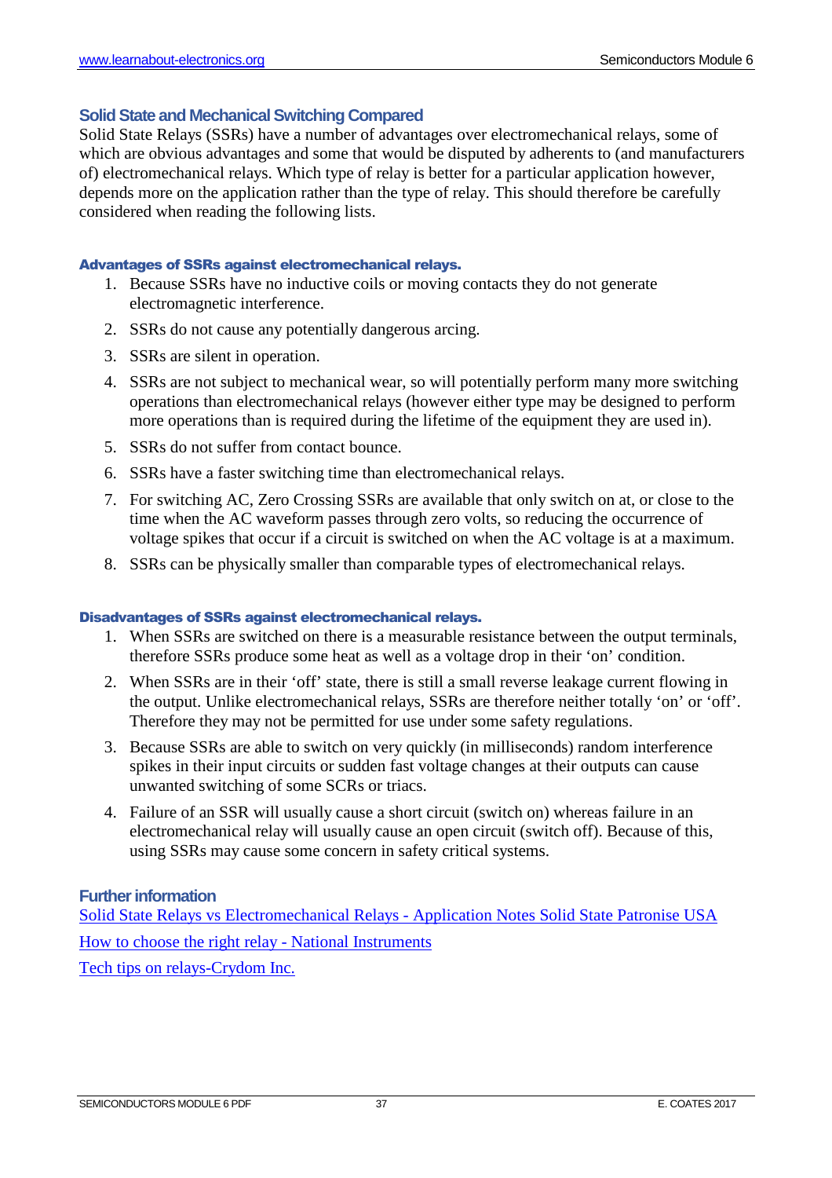## Solid State and Mechanical Switching Compared

Solid State Relays (SSRs) have a number of advantages over electromechanical relays, some of which are obvious advantages and some that would be disputed by adherents to (and manufacturers of) electromechanical relays. Which type of relay is better for a particular application however, depends more on the application rather than the type of relay. This should therefore be carefully considered when reading the following lists.

### Advantages of SSRs against electromechanical relays.

1. Because SSRs have no inductive coils or moving contacts they do not generate electromagnetic interference.
2. SSRs do not cause any potentially dangerous arcing.
3. SSRs are silent in operation.
4. SSRs are not subject to mechanical wear, so will potentially perform many more switching operations than electromechanical relays (however either type may be designed to perform more operations than is required during the lifetime of the equipment they are used in).
5. SSRs do not suffer from contact bounce.
6. SSRs have a faster switching time than electromechanical relays.
7. For switching AC, Zero Crossing SSRs are available that only switch on at, or close to the time when the AC waveform passes through zero volts, so reducing the occurrence of voltage spikes that occur if a circuit is switched on when the AC voltage is at a maximum.
8. SSRs can be physically smaller than comparable types of electromechanical relays.

### Disadvantages of SSRs against electromechanical relays.

1. When SSRs are switched on there is a measurable resistance between the output terminals, therefore SSRs produce some heat as well as a voltage drop in their 'on' condition.
2. When SSRs are in their 'off' state, there is still a small reverse leakage current flowing in the output. Unlike electromechanical relays, SSRs are therefore neither totally 'on' or 'off'. Therefore they may not be permitted for use under some safety regulations.
3. Because SSRs are able to switch on very quickly (in milliseconds) random interference spikes in their input circuits or sudden fast voltage changes at their outputs can cause unwanted switching of some SCRs or triacs.
4. Failure of an SSR will usually cause a short circuit (switch on) whereas failure in an electromechanical relay will usually cause an open circuit (switch off). Because of this, using SSRs may cause some concern in safety critical systems.

## Further information

Solid State Relays vs Electromechanical Relays - Application Notes Solid State Patronise USA

How to choose the right relay - National Instruments

Tech tips on relays-Crydom Inc.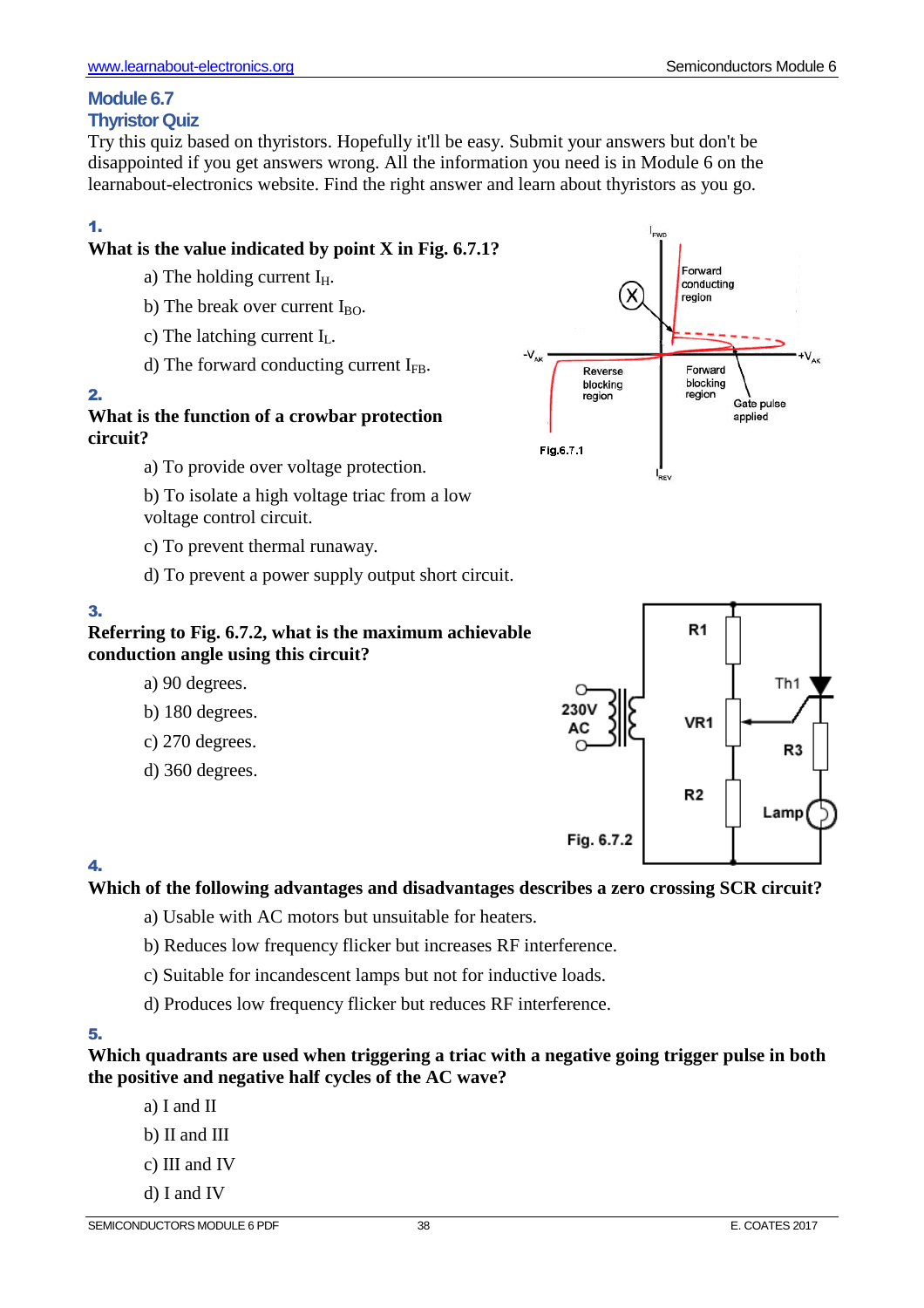## Module 6.7

## Thyristor Quiz

Try this quiz based on thyristors. Hopefully it'll be easy. Submit your answers but don't be disappointed if you get answers wrong. All the information you need is in Module 6 on the learnabout-electronics website. Find the right answer and learn about thyristors as you go.

**1.**

**What is the value indicated by point X in Fig. 6.7.1?**

a) The holding current $I_H$.

b) The break over current $I_{BO}$.

c) The latching current $I_L$.

d) The forward conducting current $I_{FB}$.

Fig.6.7.1

**2.**

**What is the function of a crowbar protection circuit?**

a) To provide over voltage protection.

b) To isolate a high voltage triac from a low voltage control circuit.

c) To prevent thermal runaway.

d) To prevent a power supply output short circuit.

**3.**

**Referring to Fig. 6.7.2, what is the maximum achievable conduction angle using this circuit?**

a) 90 degrees.

b) 180 degrees.

c) 270 degrees.

d) 360 degrees.

Fig. 6.7.2

**4.**

**Which of the following advantages and disadvantages describes a zero crossing SCR circuit?**

a) Usable with AC motors but unsuitable for heaters.

b) Reduces low frequency flicker but increases RF interference.

c) Suitable for incandescent lamps but not for inductive loads.

d) Produces low frequency flicker but reduces RF interference.

**5.**

**Which quadrants are used when triggering a triac with a negative going trigger pulse in both the positive and negative half cycles of the AC wave?**

a) I and II

b) II and III

c) III and IV

d) I and IV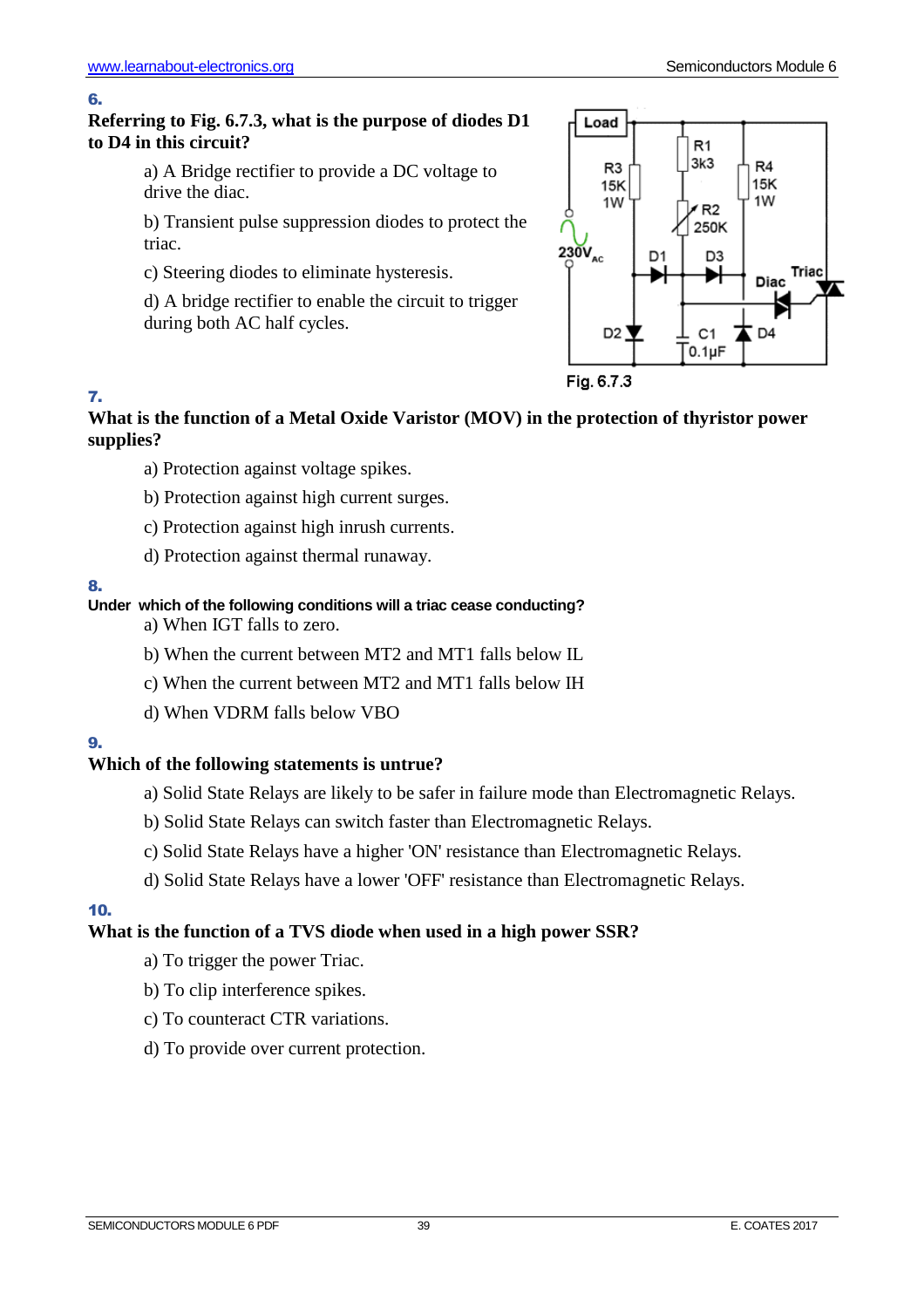**6.**

**Referring to Fig. 6.7.3, what is the purpose of diodes D1 to D4 in this circuit?**

a) A Bridge rectifier to provide a DC voltage to drive the diac.

b) Transient pulse suppression diodes to protect the triac.

c) Steering diodes to eliminate hysteresis.

d) A bridge rectifier to enable the circuit to trigger during both AC half cycles.

Load
R1
3k3
R3
15K
1W
R4
15K
1W
R2
250K
230V AC
D1
D3
Diac
Triac
D2
C1
0.1μF
D4

Fig. 6.7.3

**7.**

**What is the function of a Metal Oxide Varistor (MOV) in the protection of thyristor power supplies?**

a) Protection against voltage spikes.

b) Protection against high current surges.

c) Protection against high inrush currents.

d) Protection against thermal runaway.

**8.**

**Under which of the following conditions will a triac cease conducting?**

a) When IGT falls to zero.

b) When the current between MT2 and MT1 falls below IL

c) When the current between MT2 and MT1 falls below IH

d) When VDRM falls below VBO

**9.**

**Which of the following statements is untrue?**

a) Solid State Relays are likely to be safer in failure mode than Electromagnetic Relays.

b) Solid State Relays can switch faster than Electromagnetic Relays.

c) Solid State Relays have a higher 'ON' resistance than Electromagnetic Relays.

d) Solid State Relays have a lower 'OFF' resistance than Electromagnetic Relays.

**10.**

**What is the function of a TVS diode when used in a high power SSR?**

a) To trigger the power Triac.

b) To clip interference spikes.

c) To counteract CTR variations.

d) To provide over current protection.